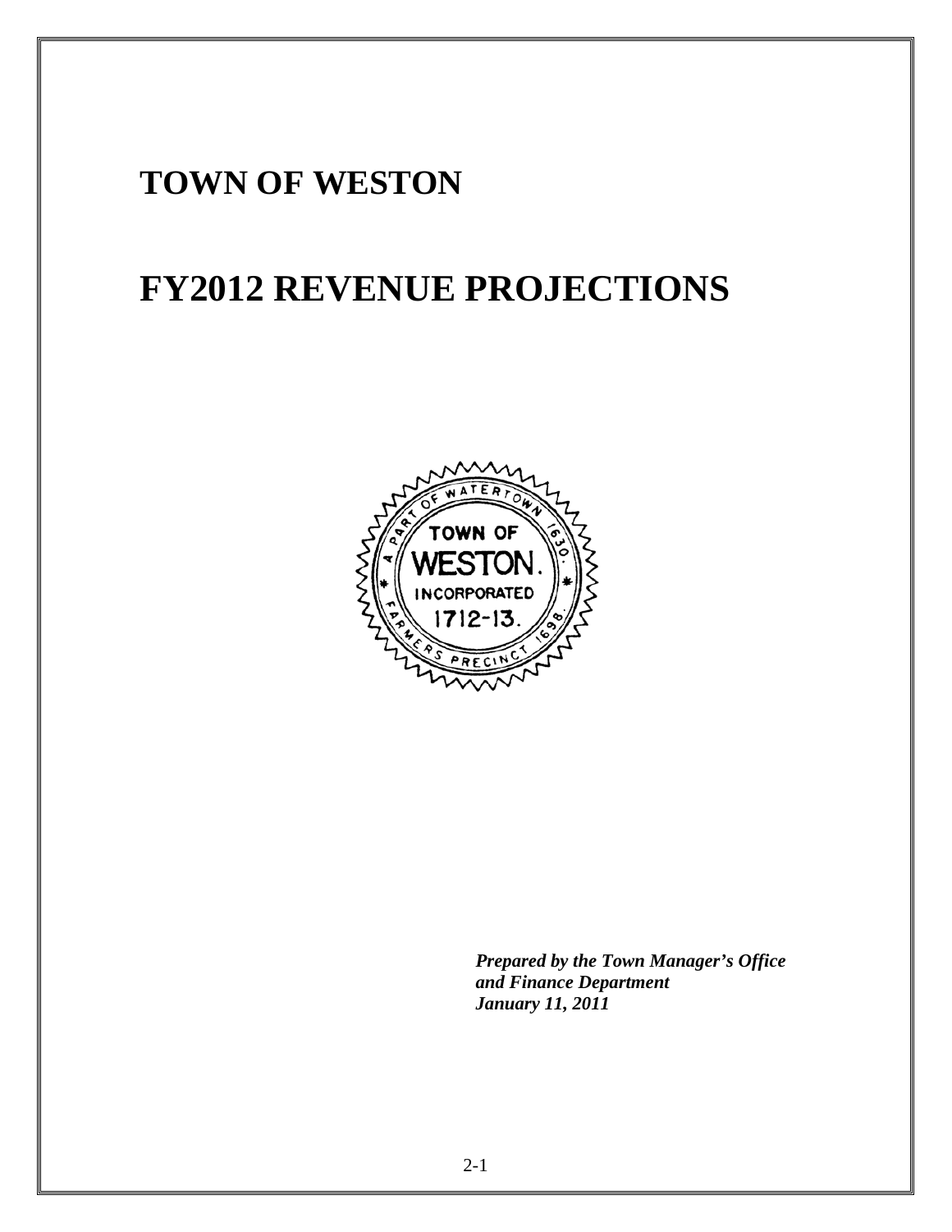# TOWN OF WESTON

# FY2012 REVENUE PROJECTIONS

***Prepared by the Town Manager's Office***
***and Finance Department***
***January 11, 2011***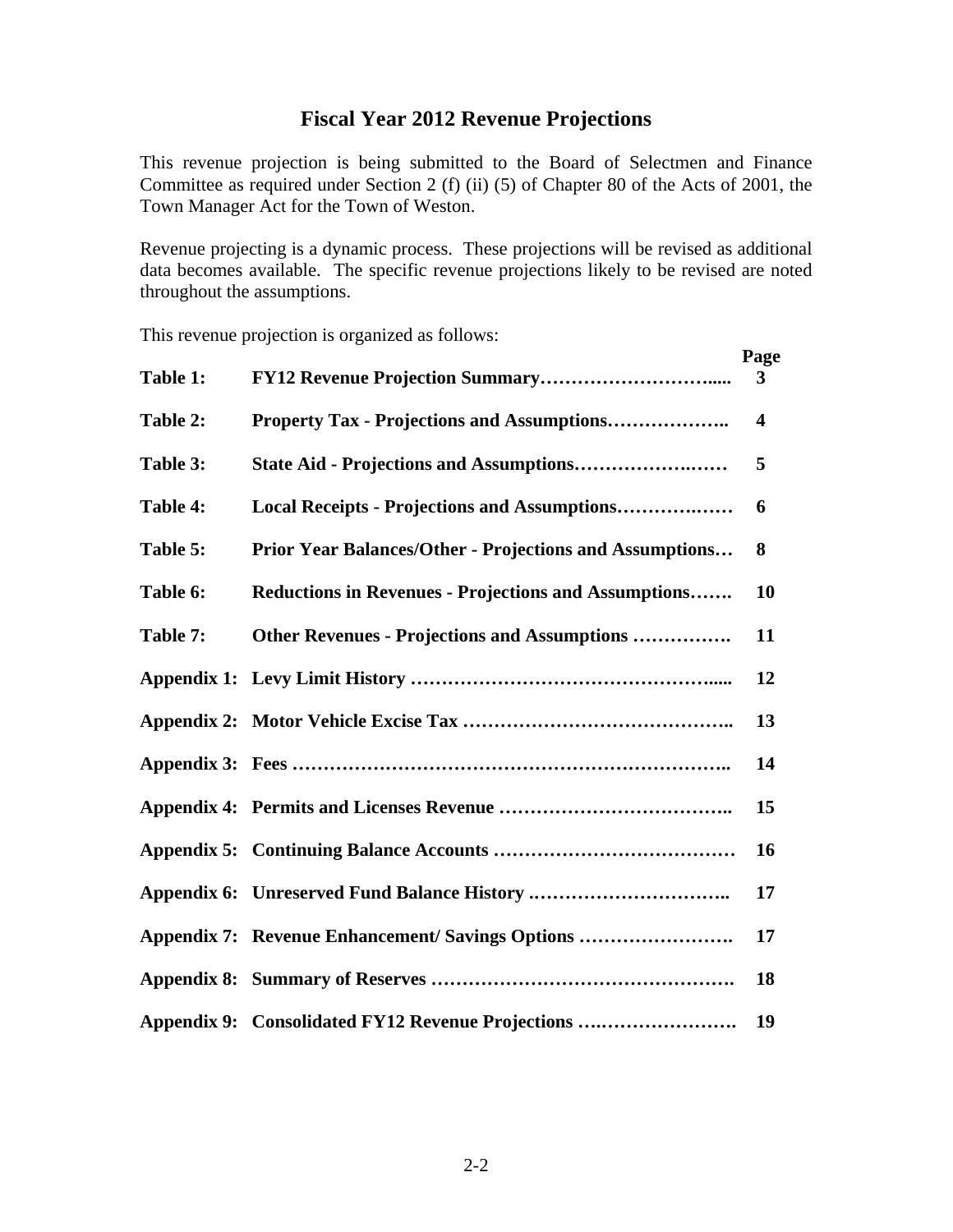# Fiscal Year 2012 Revenue Projections

This revenue projection is being submitted to the Board of Selectmen and Finance Committee as required under Section 2 (f) (ii) (5) of Chapter 80 of the Acts of 2001, the Town Manager Act for the Town of Weston.

Revenue projecting is a dynamic process. These projections will be revised as additional data becomes available. The specific revenue projections likely to be revised are noted throughout the assumptions.

This revenue projection is organized as follows:

| | | Page |
|---|---|---|
| **Table 1:** | **FY12 Revenue Projection Summary…………………………....** | **3** |
| **Table 2:** | **Property Tax - Projections and Assumptions………………..** | **4** |
| **Table 3:** | **State Aid - Projections and Assumptions………………….……** | **5** |
| **Table 4:** | **Local Receipts - Projections and Assumptions…………….……** | **6** |
| **Table 5:** | **Prior Year Balances/Other - Projections and Assumptions…** | **8** |
| **Table 6:** | **Reductions in Revenues - Projections and Assumptions…….** | **10** |
| **Table 7:** | **Other Revenues - Projections and Assumptions …………….** | **11** |
| **Appendix 1:** | **Levy Limit History ……………………………………………......** | **12** |
| **Appendix 2:** | **Motor Vehicle Excise Tax ……………………………………..** | **13** |
| **Appendix 3:** | **Fees ……………………………………………………………..** | **14** |
| **Appendix 4:** | **Permits and Licenses Revenue ………………………………..** | **15** |
| **Appendix 5:** | **Continuing Balance Accounts …………………………………** | **16** |
| **Appendix 6:** | **Unreserved Fund Balance History .…………………………..** | **17** |
| **Appendix 7:** | **Revenue Enhancement/ Savings Options …………………….** | **17** |
| **Appendix 8:** | **Summary of Reserves ………………………………………….** | **18** |
| **Appendix 9:** | **Consolidated FY12 Revenue Projections ….………………….** | **19** |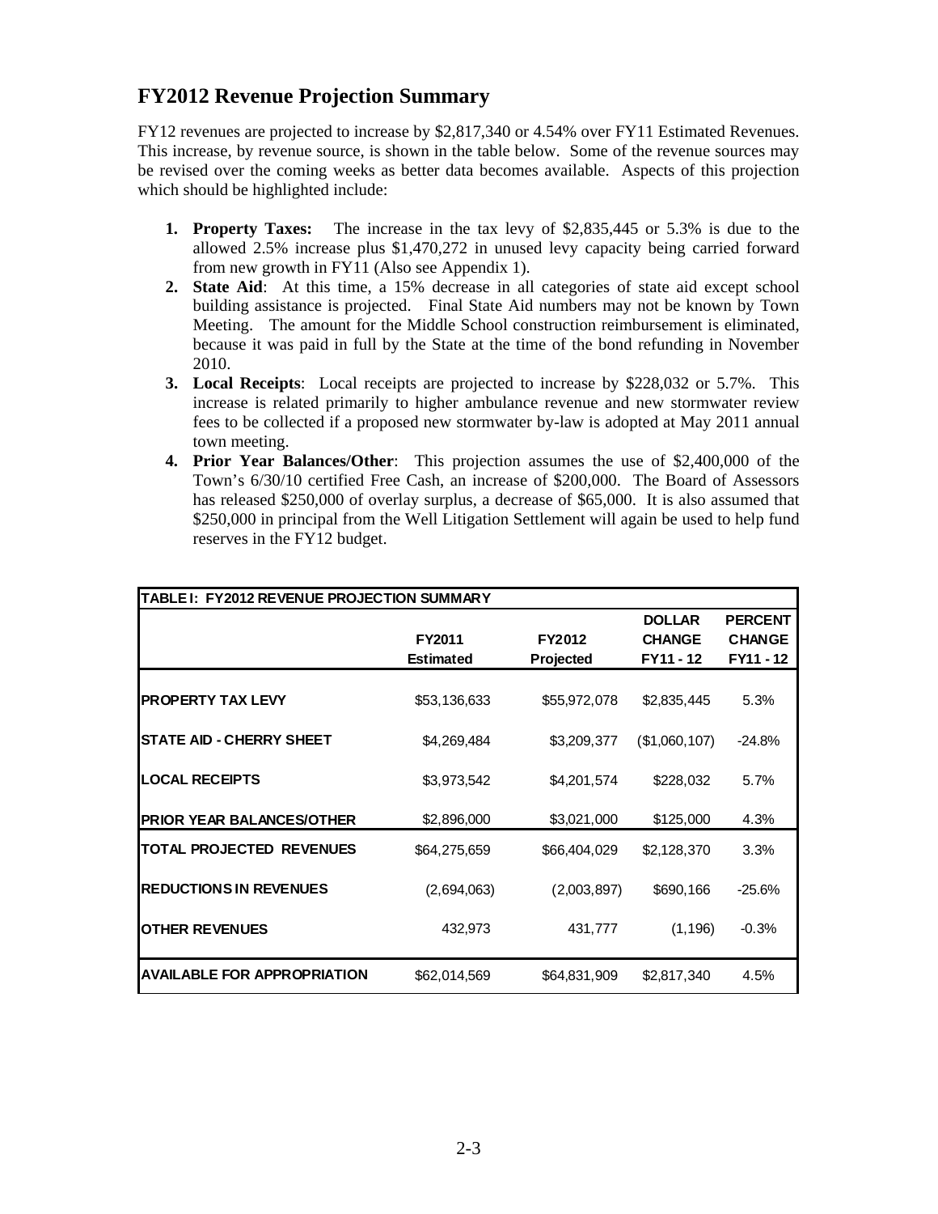## FY2012 Revenue Projection Summary

FY12 revenues are projected to increase by $2,817,340 or 4.54% over FY11 Estimated Revenues. This increase, by revenue source, is shown in the table below. Some of the revenue sources may be revised over the coming weeks as better data becomes available. Aspects of this projection which should be highlighted include:

1. **Property Taxes:** The increase in the tax levy of $2,835,445 or 5.3% is due to the allowed 2.5% increase plus $1,470,272 in unused levy capacity being carried forward from new growth in FY11 (Also see Appendix 1).
2. **State Aid**: At this time, a 15% decrease in all categories of state aid except school building assistance is projected. Final State Aid numbers may not be known by Town Meeting. The amount for the Middle School construction reimbursement is eliminated, because it was paid in full by the State at the time of the bond refunding in November 2010.
3. **Local Receipts**: Local receipts are projected to increase by $228,032 or 5.7%. This increase is related primarily to higher ambulance revenue and new stormwater review fees to be collected if a proposed new stormwater by-law is adopted at May 2011 annual town meeting.
4. **Prior Year Balances/Other**: This projection assumes the use of $2,400,000 of the Town's 6/30/10 certified Free Cash, an increase of $200,000. The Board of Assessors has released $250,000 of overlay surplus, a decrease of $65,000. It is also assumed that $250,000 in principal from the Well Litigation Settlement will again be used to help fund reserves in the FY12 budget.

**TABLE I: FY2012 REVENUE PROJECTION SUMMARY**

| | FY2011 Estimated | FY2012 Projected | DOLLAR CHANGE FY11 - 12 | PERCENT CHANGE FY11 - 12 |
|---|---|---|---|---|
| PROPERTY TAX LEVY | $53,136,633 | $55,972,078 | $2,835,445 | 5.3% |
| STATE AID - CHERRY SHEET | $4,269,484 | $3,209,377 | ($1,060,107) | -24.8% |
| LOCAL RECEIPTS | $3,973,542 | $4,201,574 | $228,032 | 5.7% |
| PRIOR YEAR BALANCES/OTHER | $2,896,000 | $3,021,000 | $125,000 | 4.3% |
| TOTAL PROJECTED REVENUES | $64,275,659 | $66,404,029 | $2,128,370 | 3.3% |
| REDUCTIONS IN REVENUES | (2,694,063) | (2,003,897) | $690,166 | -25.6% |
| OTHER REVENUES | 432,973 | 431,777 | (1,196) | -0.3% |
| AVAILABLE FOR APPROPRIATION | $62,014,569 | $64,831,909 | $2,817,340 | 4.5% |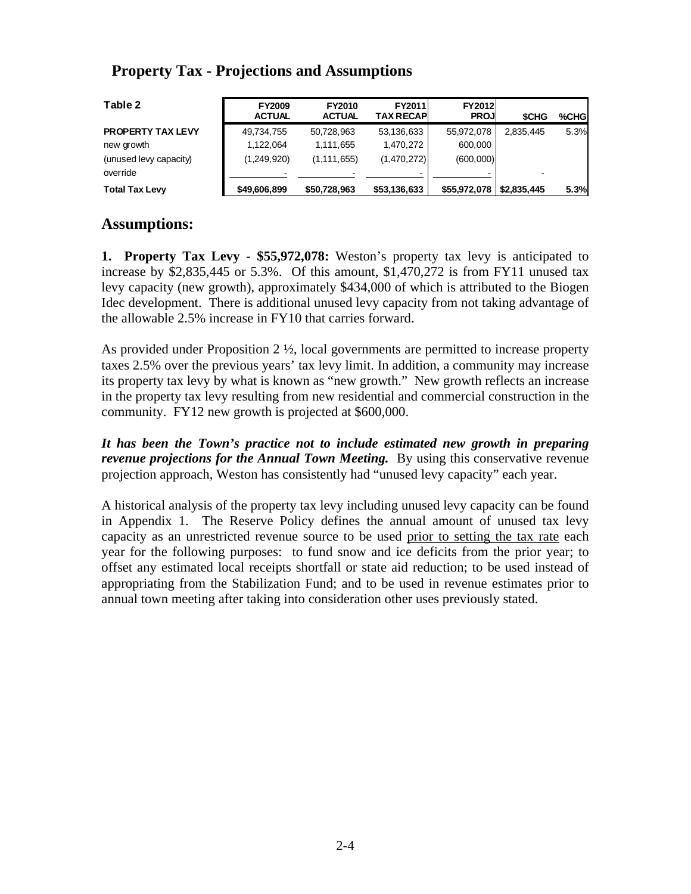## Property Tax - Projections and Assumptions

| Table 2 | FY2009 ACTUAL | FY2010 ACTUAL | FY2011 TAX RECAP | FY2012 PROJ | $CHG | %CHG |
|---|---|---|---|---|---|---|
| **PROPERTY TAX LEVY** | 49,734,755 | 50,728,963 | 53,136,633 | 55,972,078 | 2,835,445 | 5.3% |
| new growth | 1,122,064 | 1,111,655 | 1,470,272 | 600,000 | | |
| (unused levy capacity) | (1,249,920) | (1,111,655) | (1,470,272) | (600,000) | | |
| override | - | - | - | - | - | |
| **Total Tax Levy** | **$49,606,899** | **$50,728,963** | **$53,136,633** | **$55,972,078** | **$2,835,445** | **5.3%** |

## Assumptions:

**1. Property Tax Levy - $55,972,078:** Weston's property tax levy is anticipated to increase by $2,835,445 or 5.3%. Of this amount, $1,470,272 is from FY11 unused tax levy capacity (new growth), approximately $434,000 of which is attributed to the Biogen Idec development. There is additional unused levy capacity from not taking advantage of the allowable 2.5% increase in FY10 that carries forward.

As provided under Proposition 2 ½, local governments are permitted to increase property taxes 2.5% over the previous years' tax levy limit. In addition, a community may increase its property tax levy by what is known as "new growth." New growth reflects an increase in the property tax levy resulting from new residential and commercial construction in the community. FY12 new growth is projected at $600,000.

***It has been the Town's practice not to include estimated new growth in preparing revenue projections for the Annual Town Meeting.*** By using this conservative revenue projection approach, Weston has consistently had "unused levy capacity" each year.

A historical analysis of the property tax levy including unused levy capacity can be found in Appendix 1. The Reserve Policy defines the annual amount of unused tax levy capacity as an unrestricted revenue source to be used prior to setting the tax rate each year for the following purposes: to fund snow and ice deficits from the prior year; to offset any estimated local receipts shortfall or state aid reduction; to be used instead of appropriating from the Stabilization Fund; and to be used in revenue estimates prior to annual town meeting after taking into consideration other uses previously stated.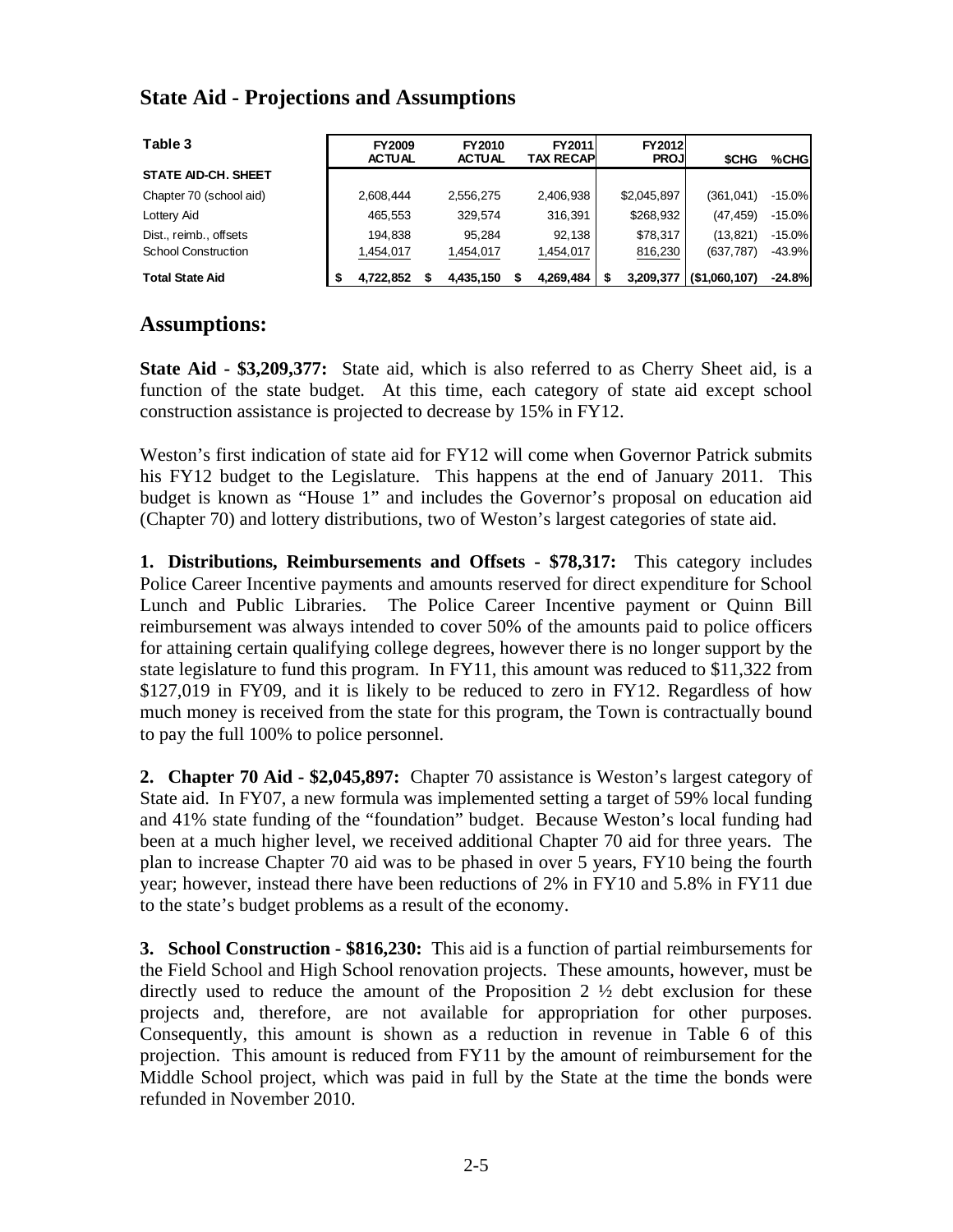# State Aid - Projections and Assumptions

| Table 3 | FY2009 ACTUAL | FY2010 ACTUAL | FY2011 TAX RECAP | FY2012 PROJ | $CHG | %CHG |
|---|---|---|---|---|---|---|
| **STATE AID-CH. SHEET** | | | | | | |
| Chapter 70 (school aid) | 2,608,444 | 2,556,275 | 2,406,938 | $2,045,897 | (361,041) | -15.0% |
| Lottery Aid | 465,553 | 329,574 | 316,391 | $268,932 | (47,459) | -15.0% |
| Dist., reimb., offsets | 194,838 | 95,284 | 92,138 | $78,317 | (13,821) | -15.0% |
| School Construction | 1,454,017 | 1,454,017 | 1,454,017 | 816,230 | (637,787) | -43.9% |
| **Total State Aid** | **$ 4,722,852** | **$ 4,435,150** | **$ 4,269,484** | **$ 3,209,377** | **($1,060,107)** | **-24.8%** |

## Assumptions:

**State Aid - $3,209,377:** State aid, which is also referred to as Cherry Sheet aid, is a function of the state budget. At this time, each category of state aid except school construction assistance is projected to decrease by 15% in FY12.

Weston's first indication of state aid for FY12 will come when Governor Patrick submits his FY12 budget to the Legislature. This happens at the end of January 2011. This budget is known as "House 1" and includes the Governor's proposal on education aid (Chapter 70) and lottery distributions, two of Weston's largest categories of state aid.

**1. Distributions, Reimbursements and Offsets - $78,317:** This category includes Police Career Incentive payments and amounts reserved for direct expenditure for School Lunch and Public Libraries. The Police Career Incentive payment or Quinn Bill reimbursement was always intended to cover 50% of the amounts paid to police officers for attaining certain qualifying college degrees, however there is no longer support by the state legislature to fund this program. In FY11, this amount was reduced to $11,322 from $127,019 in FY09, and it is likely to be reduced to zero in FY12. Regardless of how much money is received from the state for this program, the Town is contractually bound to pay the full 100% to police personnel.

**2. Chapter 70 Aid - $2,045,897:** Chapter 70 assistance is Weston's largest category of State aid. In FY07, a new formula was implemented setting a target of 59% local funding and 41% state funding of the "foundation" budget. Because Weston's local funding had been at a much higher level, we received additional Chapter 70 aid for three years. The plan to increase Chapter 70 aid was to be phased in over 5 years, FY10 being the fourth year; however, instead there have been reductions of 2% in FY10 and 5.8% in FY11 due to the state's budget problems as a result of the economy.

**3. School Construction - $816,230:** This aid is a function of partial reimbursements for the Field School and High School renovation projects. These amounts, however, must be directly used to reduce the amount of the Proposition 2 ½ debt exclusion for these projects and, therefore, are not available for appropriation for other purposes. Consequently, this amount is shown as a reduction in revenue in Table 6 of this projection. This amount is reduced from FY11 by the amount of reimbursement for the Middle School project, which was paid in full by the State at the time the bonds were refunded in November 2010.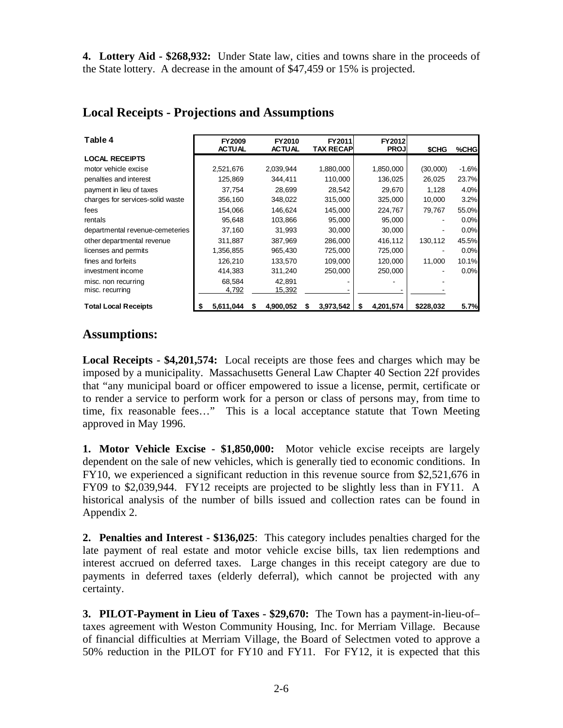**4. Lottery Aid - $268,932:** Under State law, cities and towns share in the proceeds of the State lottery. A decrease in the amount of $47,459 or 15% is projected.

## Local Receipts - Projections and Assumptions

| Table 4 | FY2009 ACTUAL | FY2010 ACTUAL | FY2011 TAX RECAP | FY2012 PROJ | $CHG | %CHG |
|---|---|---|---|---|---|---|
| **LOCAL RECEIPTS** | | | | | | |
| motor vehicle excise | 2,521,676 | 2,039,944 | 1,880,000 | 1,850,000 | (30,000) | -1.6% |
| penalties and interest | 125,869 | 344,411 | 110,000 | 136,025 | 26,025 | 23.7% |
| payment in lieu of taxes | 37,754 | 28,699 | 28,542 | 29,670 | 1,128 | 4.0% |
| charges for services-solid waste | 356,160 | 348,022 | 315,000 | 325,000 | 10,000 | 3.2% |
| fees | 154,066 | 146,624 | 145,000 | 224,767 | 79,767 | 55.0% |
| rentals | 95,648 | 103,866 | 95,000 | 95,000 | - | 0.0% |
| departmental revenue-cemeteries | 37,160 | 31,993 | 30,000 | 30,000 | - | 0.0% |
| other departmental revenue | 311,887 | 387,969 | 286,000 | 416,112 | 130,112 | 45.5% |
| licenses and permits | 1,356,855 | 965,430 | 725,000 | 725,000 | - | 0.0% |
| fines and forfeits | 126,210 | 133,570 | 109,000 | 120,000 | 11,000 | 10.1% |
| investment income | 414,383 | 311,240 | 250,000 | 250,000 | - | 0.0% |
| misc. non recurring | 68,584 | 42,891 | - | - | - | |
| misc. recurring | 4,792 | 15,392 | - | - | - | |
| **Total Local Receipts** | **$ 5,611,044** | **$ 4,900,052** | **$ 3,973,542** | **$ 4,201,574** | **$228,032** | **5.7%** |

## Assumptions:

**Local Receipts - $4,201,574:** Local receipts are those fees and charges which may be imposed by a municipality. Massachusetts General Law Chapter 40 Section 22f provides that "any municipal board or officer empowered to issue a license, permit, certificate or to render a service to perform work for a person or class of persons may, from time to time, fix reasonable fees…" This is a local acceptance statute that Town Meeting approved in May 1996.

**1. Motor Vehicle Excise - $1,850,000:** Motor vehicle excise receipts are largely dependent on the sale of new vehicles, which is generally tied to economic conditions. In FY10, we experienced a significant reduction in this revenue source from $2,521,676 in FY09 to $2,039,944. FY12 receipts are projected to be slightly less than in FY11. A historical analysis of the number of bills issued and collection rates can be found in Appendix 2.

**2. Penalties and Interest - $136,025**: This category includes penalties charged for the late payment of real estate and motor vehicle excise bills, tax lien redemptions and interest accrued on deferred taxes. Large changes in this receipt category are due to payments in deferred taxes (elderly deferral), which cannot be projected with any certainty.

**3. PILOT-Payment in Lieu of Taxes - $29,670:** The Town has a payment-in-lieu-of–taxes agreement with Weston Community Housing, Inc. for Merriam Village. Because of financial difficulties at Merriam Village, the Board of Selectmen voted to approve a 50% reduction in the PILOT for FY10 and FY11. For FY12, it is expected that this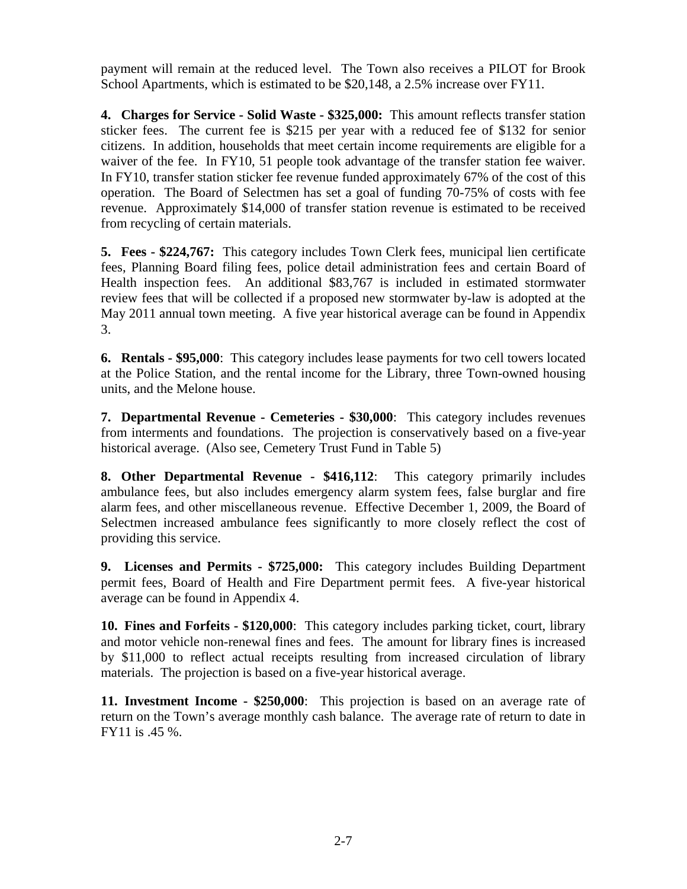payment will remain at the reduced level. The Town also receives a PILOT for Brook School Apartments, which is estimated to be $20,148, a 2.5% increase over FY11.

**4. Charges for Service - Solid Waste - $325,000:** This amount reflects transfer station sticker fees. The current fee is $215 per year with a reduced fee of $132 for senior citizens. In addition, households that meet certain income requirements are eligible for a waiver of the fee. In FY10, 51 people took advantage of the transfer station fee waiver. In FY10, transfer station sticker fee revenue funded approximately 67% of the cost of this operation. The Board of Selectmen has set a goal of funding 70-75% of costs with fee revenue. Approximately $14,000 of transfer station revenue is estimated to be received from recycling of certain materials.

**5. Fees - $224,767:** This category includes Town Clerk fees, municipal lien certificate fees, Planning Board filing fees, police detail administration fees and certain Board of Health inspection fees. An additional $83,767 is included in estimated stormwater review fees that will be collected if a proposed new stormwater by-law is adopted at the May 2011 annual town meeting. A five year historical average can be found in Appendix 3.

**6. Rentals - $95,000**: This category includes lease payments for two cell towers located at the Police Station, and the rental income for the Library, three Town-owned housing units, and the Melone house.

**7. Departmental Revenue - Cemeteries - $30,000**: This category includes revenues from interments and foundations. The projection is conservatively based on a five-year historical average. (Also see, Cemetery Trust Fund in Table 5)

**8. Other Departmental Revenue - $416,112**: This category primarily includes ambulance fees, but also includes emergency alarm system fees, false burglar and fire alarm fees, and other miscellaneous revenue. Effective December 1, 2009, the Board of Selectmen increased ambulance fees significantly to more closely reflect the cost of providing this service.

**9. Licenses and Permits - $725,000:** This category includes Building Department permit fees, Board of Health and Fire Department permit fees. A five-year historical average can be found in Appendix 4.

**10. Fines and Forfeits - $120,000**: This category includes parking ticket, court, library and motor vehicle non-renewal fines and fees. The amount for library fines is increased by $11,000 to reflect actual receipts resulting from increased circulation of library materials. The projection is based on a five-year historical average.

**11. Investment Income - $250,000**: This projection is based on an average rate of return on the Town's average monthly cash balance. The average rate of return to date in FY11 is .45 %.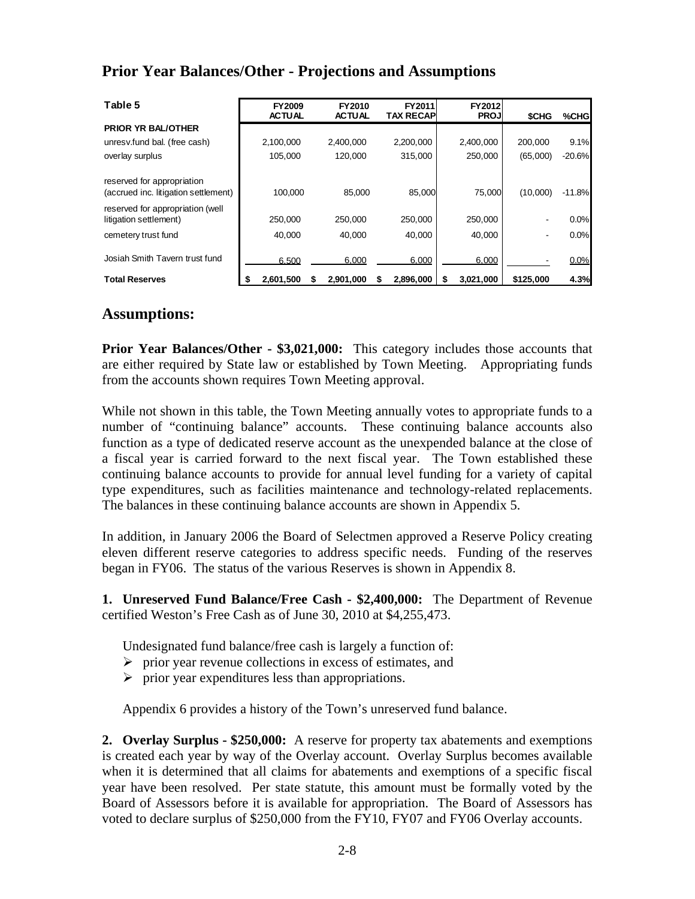## Prior Year Balances/Other - Projections and Assumptions

| Table 5 | FY2009 ACTUAL | FY2010 ACTUAL | FY2011 TAX RECAP | FY2012 PROJ | $CHG | %CHG |
|---|---|---|---|---|---|---|
| **PRIOR YR BAL/OTHER** | | | | | | |
| unresv.fund bal. (free cash) | 2,100,000 | 2,400,000 | 2,200,000 | 2,400,000 | 200,000 | 9.1% |
| overlay surplus | 105,000 | 120,000 | 315,000 | 250,000 | (65,000) | -20.6% |
| reserved for appropriation (accrued inc. litigation settlement) | 100,000 | 85,000 | 85,000 | 75,000 | (10,000) | -11.8% |
| reserved for appropriation (well litigation settlement) | 250,000 | 250,000 | 250,000 | 250,000 | - | 0.0% |
| cemetery trust fund | 40,000 | 40,000 | 40,000 | 40,000 | - | 0.0% |
| Josiah Smith Tavern trust fund | 6,500 | 6,000 | 6,000 | 6,000 | - | 0.0% |
| **Total Reserves** | **$ 2,601,500** | **$ 2,901,000** | **$ 2,896,000** | **$ 3,021,000** | **$125,000** | **4.3%** |

## Assumptions:

**Prior Year Balances/Other - $3,021,000:** This category includes those accounts that are either required by State law or established by Town Meeting. Appropriating funds from the accounts shown requires Town Meeting approval.

While not shown in this table, the Town Meeting annually votes to appropriate funds to a number of "continuing balance" accounts. These continuing balance accounts also function as a type of dedicated reserve account as the unexpended balance at the close of a fiscal year is carried forward to the next fiscal year. The Town established these continuing balance accounts to provide for annual level funding for a variety of capital type expenditures, such as facilities maintenance and technology-related replacements. The balances in these continuing balance accounts are shown in Appendix 5.

In addition, in January 2006 the Board of Selectmen approved a Reserve Policy creating eleven different reserve categories to address specific needs. Funding of the reserves began in FY06. The status of the various Reserves is shown in Appendix 8.

**1. Unreserved Fund Balance/Free Cash - $2,400,000:** The Department of Revenue certified Weston's Free Cash as of June 30, 2010 at $4,255,473.

Undesignated fund balance/free cash is largely a function of:

- prior year revenue collections in excess of estimates, and
- prior year expenditures less than appropriations.

Appendix 6 provides a history of the Town's unreserved fund balance.

**2. Overlay Surplus - $250,000:** A reserve for property tax abatements and exemptions is created each year by way of the Overlay account. Overlay Surplus becomes available when it is determined that all claims for abatements and exemptions of a specific fiscal year have been resolved. Per state statute, this amount must be formally voted by the Board of Assessors before it is available for appropriation. The Board of Assessors has voted to declare surplus of $250,000 from the FY10, FY07 and FY06 Overlay accounts.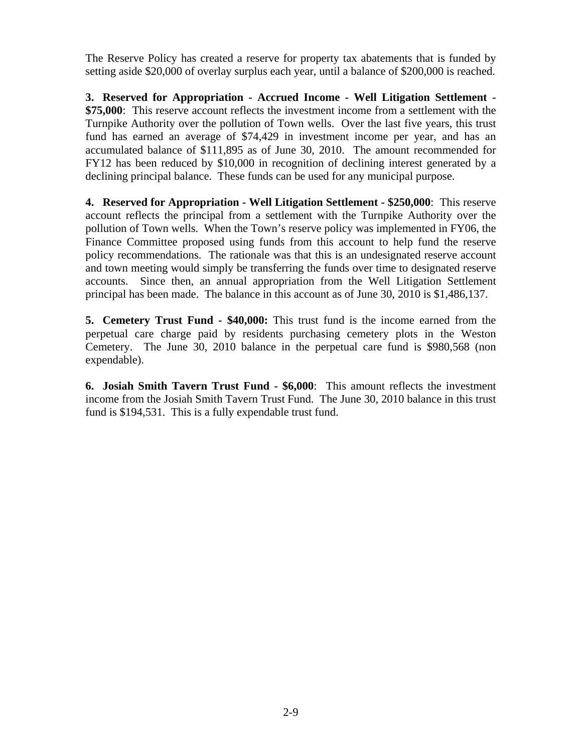The Reserve Policy has created a reserve for property tax abatements that is funded by setting aside $20,000 of overlay surplus each year, until a balance of $200,000 is reached.

**3. Reserved for Appropriation - Accrued Income - Well Litigation Settlement - $75,000**: This reserve account reflects the investment income from a settlement with the Turnpike Authority over the pollution of Town wells. Over the last five years, this trust fund has earned an average of $74,429 in investment income per year, and has an accumulated balance of $111,895 as of June 30, 2010. The amount recommended for FY12 has been reduced by $10,000 in recognition of declining interest generated by a declining principal balance. These funds can be used for any municipal purpose.

**4. Reserved for Appropriation - Well Litigation Settlement - $250,000**: This reserve account reflects the principal from a settlement with the Turnpike Authority over the pollution of Town wells. When the Town's reserve policy was implemented in FY06, the Finance Committee proposed using funds from this account to help fund the reserve policy recommendations. The rationale was that this is an undesignated reserve account and town meeting would simply be transferring the funds over time to designated reserve accounts. Since then, an annual appropriation from the Well Litigation Settlement principal has been made. The balance in this account as of June 30, 2010 is $1,486,137.

**5. Cemetery Trust Fund - $40,000:** This trust fund is the income earned from the perpetual care charge paid by residents purchasing cemetery plots in the Weston Cemetery. The June 30, 2010 balance in the perpetual care fund is $980,568 (non expendable).

**6. Josiah Smith Tavern Trust Fund - $6,000**: This amount reflects the investment income from the Josiah Smith Tavern Trust Fund. The June 30, 2010 balance in this trust fund is $194,531. This is a fully expendable trust fund.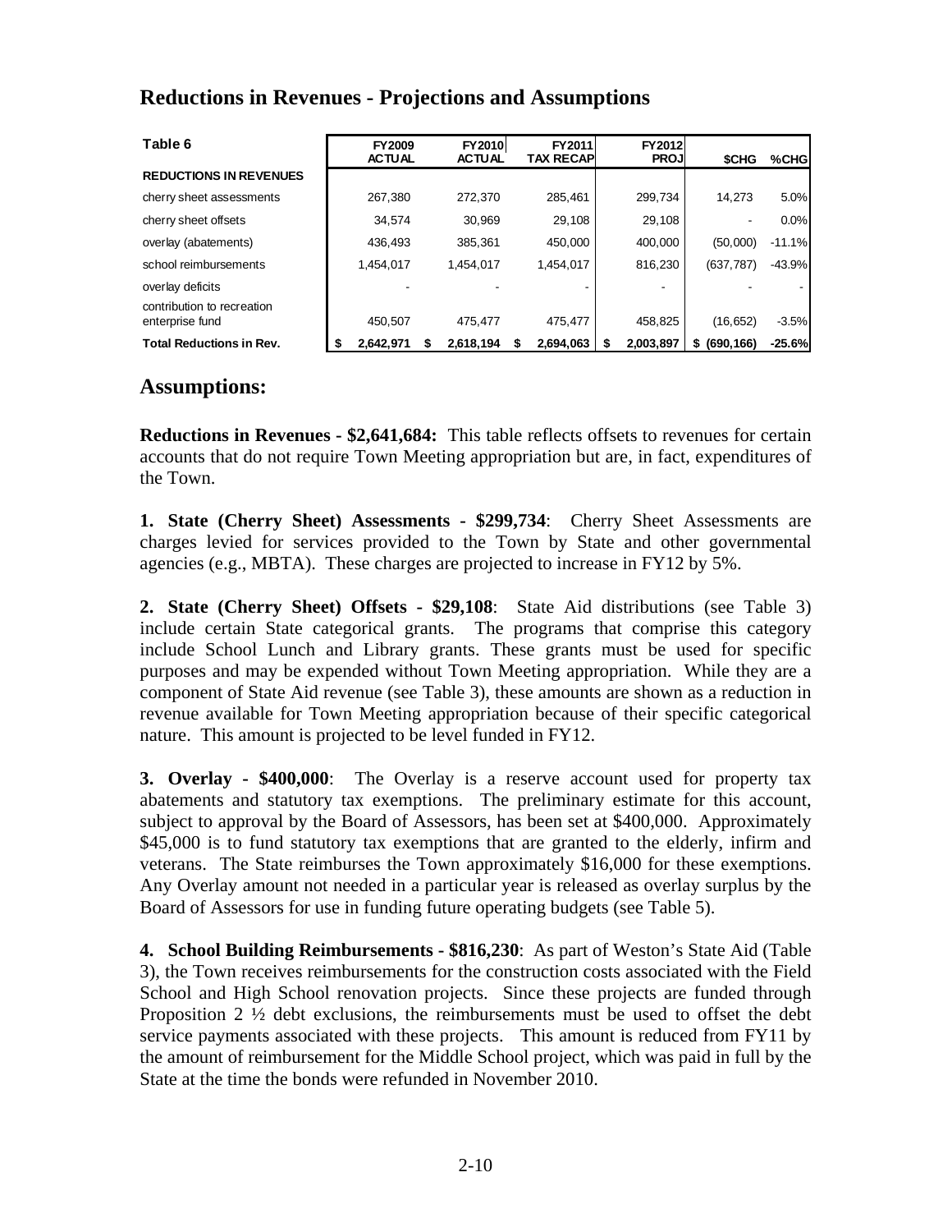## Reductions in Revenues - Projections and Assumptions

| Table 6 | FY2009 ACTUAL | FY2010 ACTUAL | FY2011 TAX RECAP | FY2012 PROJ | $CHG | %CHG |
|---|---|---|---|---|---|---|
| **REDUCTIONS IN REVENUES** | | | | | | |
| cherry sheet assessments | 267,380 | 272,370 | 285,461 | 299,734 | 14,273 | 5.0% |
| cherry sheet offsets | 34,574 | 30,969 | 29,108 | 29,108 | - | 0.0% |
| overlay (abatements) | 436,493 | 385,361 | 450,000 | 400,000 | (50,000) | -11.1% |
| school reimbursements | 1,454,017 | 1,454,017 | 1,454,017 | 816,230 | (637,787) | -43.9% |
| overlay deficits | - | - | - | - | - | - |
| contribution to recreation enterprise fund | 450,507 | 475,477 | 475,477 | 458,825 | (16,652) | -3.5% |
| **Total Reductions in Rev.** | **$ 2,642,971** | **$ 2,618,194** | **$ 2,694,063** | **$ 2,003,897** | **$ (690,166)** | **-25.6%** |

## Assumptions:

**Reductions in Revenues - $2,641,684:** This table reflects offsets to revenues for certain accounts that do not require Town Meeting appropriation but are, in fact, expenditures of the Town.

**1. State (Cherry Sheet) Assessments - $299,734**: Cherry Sheet Assessments are charges levied for services provided to the Town by State and other governmental agencies (e.g., MBTA). These charges are projected to increase in FY12 by 5%.

**2. State (Cherry Sheet) Offsets - $29,108**: State Aid distributions (see Table 3) include certain State categorical grants. The programs that comprise this category include School Lunch and Library grants. These grants must be used for specific purposes and may be expended without Town Meeting appropriation. While they are a component of State Aid revenue (see Table 3), these amounts are shown as a reduction in revenue available for Town Meeting appropriation because of their specific categorical nature. This amount is projected to be level funded in FY12.

**3. Overlay - $400,000**: The Overlay is a reserve account used for property tax abatements and statutory tax exemptions. The preliminary estimate for this account, subject to approval by the Board of Assessors, has been set at $400,000. Approximately $45,000 is to fund statutory tax exemptions that are granted to the elderly, infirm and veterans. The State reimburses the Town approximately $16,000 for these exemptions. Any Overlay amount not needed in a particular year is released as overlay surplus by the Board of Assessors for use in funding future operating budgets (see Table 5).

**4. School Building Reimbursements - $816,230**: As part of Weston's State Aid (Table 3), the Town receives reimbursements for the construction costs associated with the Field School and High School renovation projects. Since these projects are funded through Proposition 2 ½ debt exclusions, the reimbursements must be used to offset the debt service payments associated with these projects. This amount is reduced from FY11 by the amount of reimbursement for the Middle School project, which was paid in full by the State at the time the bonds were refunded in November 2010.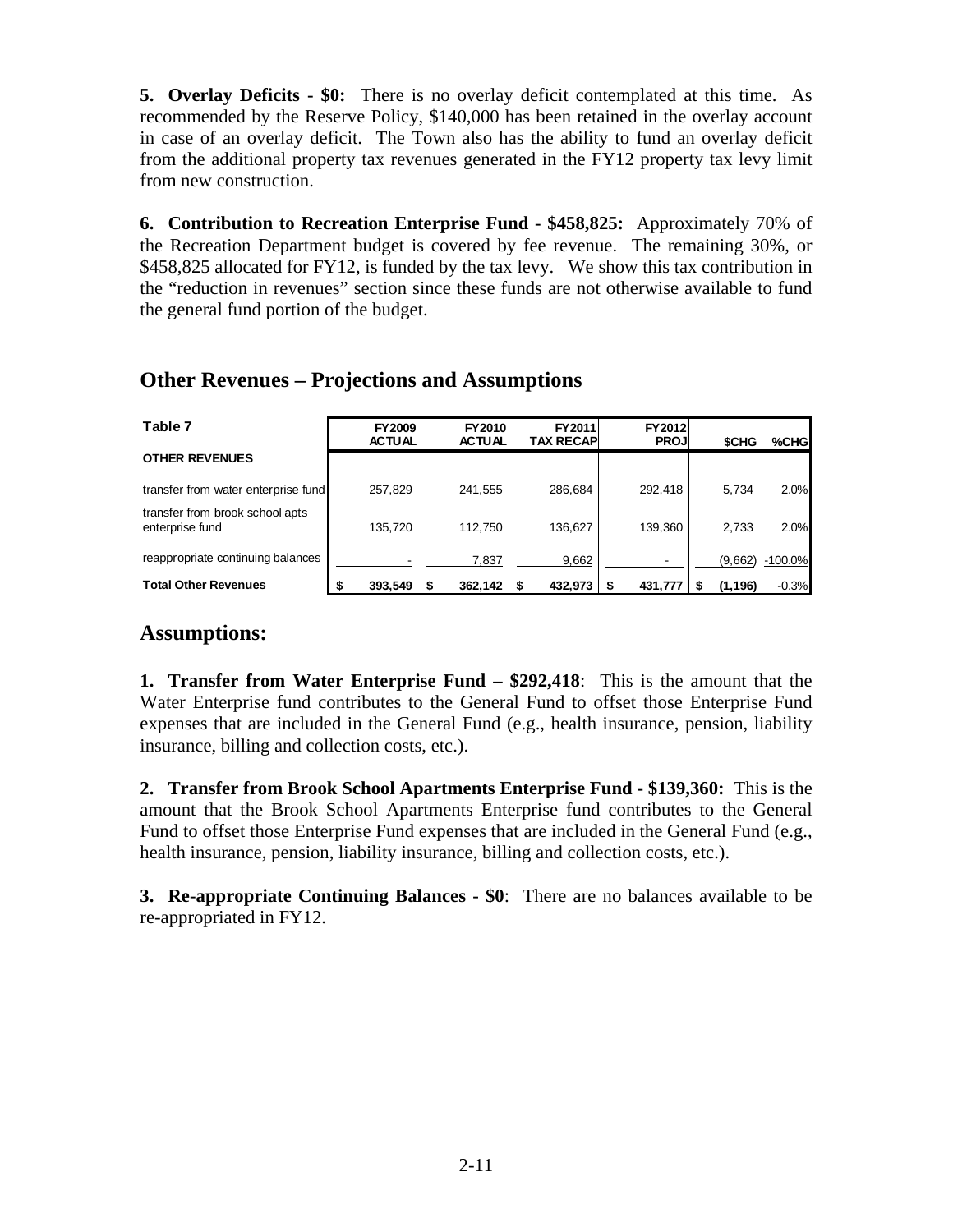**5. Overlay Deficits - $0:** There is no overlay deficit contemplated at this time. As recommended by the Reserve Policy, $140,000 has been retained in the overlay account in case of an overlay deficit. The Town also has the ability to fund an overlay deficit from the additional property tax revenues generated in the FY12 property tax levy limit from new construction.

**6. Contribution to Recreation Enterprise Fund - $458,825:** Approximately 70% of the Recreation Department budget is covered by fee revenue. The remaining 30%, or $458,825 allocated for FY12, is funded by the tax levy. We show this tax contribution in the "reduction in revenues" section since these funds are not otherwise available to fund the general fund portion of the budget.

## Other Revenues – Projections and Assumptions

| Table 7 | FY2009 ACTUAL | FY2010 ACTUAL | FY2011 TAX RECAP | FY2012 PROJ | $CHG | %CHG |
|---|---|---|---|---|---|---|
| **OTHER REVENUES** | | | | | | |
| transfer from water enterprise fund | 257,829 | 241,555 | 286,684 | 292,418 | 5,734 | 2.0% |
| transfer from brook school apts enterprise fund | 135,720 | 112,750 | 136,627 | 139,360 | 2,733 | 2.0% |
| reappropriate continuing balances | - | 7,837 | 9,662 | - | (9,662) | -100.0% |
| **Total Other Revenues** | **$ 393,549** | **$ 362,142** | **$ 432,973** | **$ 431,777** | **$ (1,196)** | -0.3% |

## Assumptions:

**1. Transfer from Water Enterprise Fund – $292,418**: This is the amount that the Water Enterprise fund contributes to the General Fund to offset those Enterprise Fund expenses that are included in the General Fund (e.g., health insurance, pension, liability insurance, billing and collection costs, etc.).

**2. Transfer from Brook School Apartments Enterprise Fund - $139,360:** This is the amount that the Brook School Apartments Enterprise fund contributes to the General Fund to offset those Enterprise Fund expenses that are included in the General Fund (e.g., health insurance, pension, liability insurance, billing and collection costs, etc.).

**3. Re-appropriate Continuing Balances - $0**: There are no balances available to be re-appropriated in FY12.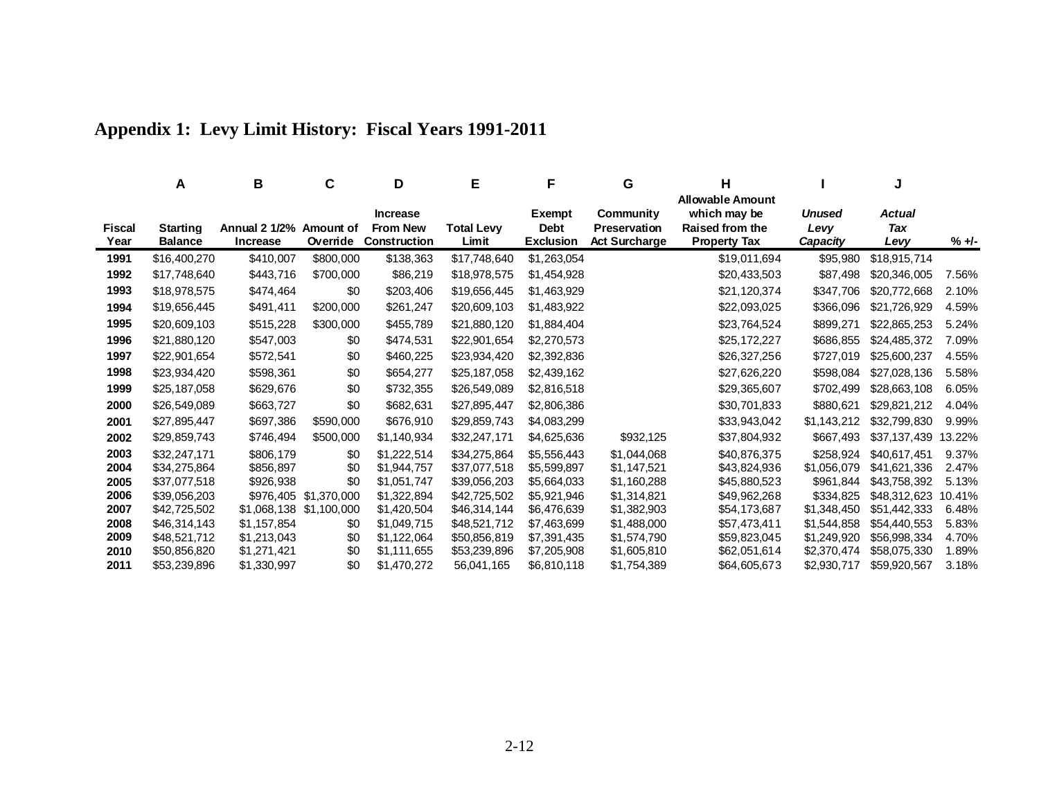## Appendix 1: Levy Limit History: Fiscal Years 1991-2011

| | A | B | C | D | E | F | G | H | I | J | |
|---|---|---|---|---|---|---|---|---|---|---|---|
| Fiscal Year | Starting Balance | Annual 2 1/2% Increase | Amount of Override | Increase From New Construction | Total Levy Limit | Exempt Debt Exclusion | Community Preservation Act Surcharge | Allowable Amount which may be Raised from the Property Tax | *Unused Levy Capacity* | *Actual Tax Levy* | % +/- |
| 1991 | $16,400,270 | $410,007 | $800,000 | $138,363 | $17,748,640 | $1,263,054 | | $19,011,694 | $95,980 | $18,915,714 | |
| 1992 | $17,748,640 | $443,716 | $700,000 | $86,219 | $18,978,575 | $1,454,928 | | $20,433,503 | $87,498 | $20,346,005 | 7.56% |
| 1993 | $18,978,575 | $474,464 | $0 | $203,406 | $19,656,445 | $1,463,929 | | $21,120,374 | $347,706 | $20,772,668 | 2.10% |
| 1994 | $19,656,445 | $491,411 | $200,000 | $261,247 | $20,609,103 | $1,483,922 | | $22,093,025 | $366,096 | $21,726,929 | 4.59% |
| 1995 | $20,609,103 | $515,228 | $300,000 | $455,789 | $21,880,120 | $1,884,404 | | $23,764,524 | $899,271 | $22,865,253 | 5.24% |
| 1996 | $21,880,120 | $547,003 | $0 | $474,531 | $22,901,654 | $2,270,573 | | $25,172,227 | $686,855 | $24,485,372 | 7.09% |
| 1997 | $22,901,654 | $572,541 | $0 | $460,225 | $23,934,420 | $2,392,836 | | $26,327,256 | $727,019 | $25,600,237 | 4.55% |
| 1998 | $23,934,420 | $598,361 | $0 | $654,277 | $25,187,058 | $2,439,162 | | $27,626,220 | $598,084 | $27,028,136 | 5.58% |
| 1999 | $25,187,058 | $629,676 | $0 | $732,355 | $26,549,089 | $2,816,518 | | $29,365,607 | $702,499 | $28,663,108 | 6.05% |
| 2000 | $26,549,089 | $663,727 | $0 | $682,631 | $27,895,447 | $2,806,386 | | $30,701,833 | $880,621 | $29,821,212 | 4.04% |
| 2001 | $27,895,447 | $697,386 | $590,000 | $676,910 | $29,859,743 | $4,083,299 | | $33,943,042 | $1,143,212 | $32,799,830 | 9.99% |
| 2002 | $29,859,743 | $746,494 | $500,000 | $1,140,934 | $32,247,171 | $4,625,636 | $932,125 | $37,804,932 | $667,493 | $37,137,439 | 13.22% |
| 2003 | $32,247,171 | $806,179 | $0 | $1,222,514 | $34,275,864 | $5,556,443 | $1,044,068 | $40,876,375 | $258,924 | $40,617,451 | 9.37% |
| 2004 | $34,275,864 | $856,897 | $0 | $1,944,757 | $37,077,518 | $5,599,897 | $1,147,521 | $43,824,936 | $1,056,079 | $41,621,336 | 2.47% |
| 2005 | $37,077,518 | $926,938 | $0 | $1,051,747 | $39,056,203 | $5,664,033 | $1,160,288 | $45,880,523 | $961,844 | $43,758,392 | 5.13% |
| 2006 | $39,056,203 | $976,405 | $1,370,000 | $1,322,894 | $42,725,502 | $5,921,946 | $1,314,821 | $49,962,268 | $334,825 | $48,312,623 | 10.41% |
| 2007 | $42,725,502 | $1,068,138 | $1,100,000 | $1,420,504 | $46,314,144 | $6,476,639 | $1,382,903 | $54,173,687 | $1,348,450 | $51,442,333 | 6.48% |
| 2008 | $46,314,143 | $1,157,854 | $0 | $1,049,715 | $48,521,712 | $7,463,699 | $1,488,000 | $57,473,411 | $1,544,858 | $54,440,553 | 5.83% |
| 2009 | $48,521,712 | $1,213,043 | $0 | $1,122,064 | $50,856,819 | $7,391,435 | $1,574,790 | $59,823,045 | $1,249,920 | $56,998,334 | 4.70% |
| 2010 | $50,856,820 | $1,271,421 | $0 | $1,111,655 | $53,239,896 | $7,205,908 | $1,605,810 | $62,051,614 | $2,370,474 | $58,075,330 | 1.89% |
| 2011 | $53,239,896 | $1,330,997 | $0 | $1,470,272 | 56,041,165 | $6,810,118 | $1,754,389 | $64,605,673 | $2,930,717 | $59,920,567 | 3.18% |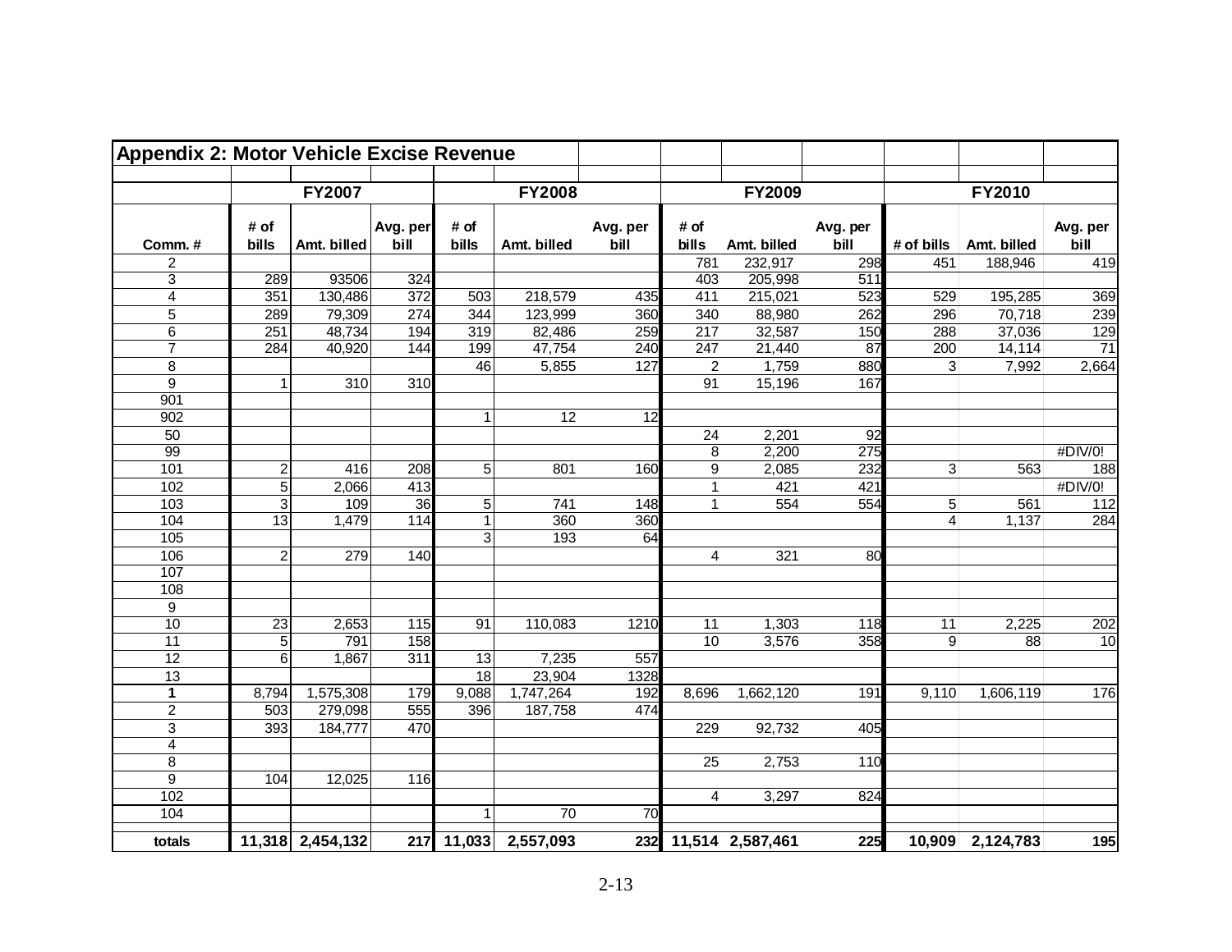## Appendix 2: Motor Vehicle Excise Revenue

| | FY2007 | | | FY2008 | | | FY2009 | | | FY2010 | | |
|---|---|---|---|---|---|---|---|---|---|---|---|---|
| Comm. # | # of bills | Amt. billed | Avg. per bill | # of bills | Amt. billed | Avg. per bill | # of bills | Amt. billed | Avg. per bill | # of bills | Amt. billed | Avg. per bill |
| 2 | | | | | | | 781 | 232,917 | 298 | 451 | 188,946 | 419 |
| 3 | 289 | 93506 | 324 | | | | 403 | 205,998 | 511 | | | |
| 4 | 351 | 130,486 | 372 | 503 | 218,579 | 435 | 411 | 215,021 | 523 | 529 | 195,285 | 369 |
| 5 | 289 | 79,309 | 274 | 344 | 123,999 | 360 | 340 | 88,980 | 262 | 296 | 70,718 | 239 |
| 6 | 251 | 48,734 | 194 | 319 | 82,486 | 259 | 217 | 32,587 | 150 | 288 | 37,036 | 129 |
| 7 | 284 | 40,920 | 144 | 199 | 47,754 | 240 | 247 | 21,440 | 87 | 200 | 14,114 | 71 |
| 8 | | | | 46 | 5,855 | 127 | 2 | 1,759 | 880 | 3 | 7,992 | 2,664 |
| 9 | 1 | 310 | 310 | | | | 91 | 15,196 | 167 | | | |
| 901 | | | | | | | | | | | | |
| 902 | | | | 1 | 12 | 12 | | | | | | |
| 50 | | | | | | | 24 | 2,201 | 92 | | | |
| 99 | | | | | | | 8 | 2,200 | 275 | | | #DIV/0! |
| 101 | 2 | 416 | 208 | 5 | 801 | 160 | 9 | 2,085 | 232 | 3 | 563 | 188 |
| 102 | 5 | 2,066 | 413 | | | | 1 | 421 | 421 | | | #DIV/0! |
| 103 | 3 | 109 | 36 | 5 | 741 | 148 | 1 | 554 | 554 | 5 | 561 | 112 |
| 104 | 13 | 1,479 | 114 | 1 | 360 | 360 | | | | 4 | 1,137 | 284 |
| 105 | | | | 3 | 193 | 64 | | | | | | |
| 106 | 2 | 279 | 140 | | | | 4 | 321 | 80 | | | |
| 107 | | | | | | | | | | | | |
| 108 | | | | | | | | | | | | |
| 9 | | | | | | | | | | | | |
| 10 | 23 | 2,653 | 115 | 91 | 110,083 | 1210 | 11 | 1,303 | 118 | 11 | 2,225 | 202 |
| 11 | 5 | 791 | 158 | | | | 10 | 3,576 | 358 | 9 | 88 | 10 |
| 12 | 6 | 1,867 | 311 | 13 | 7,235 | 557 | | | | | | |
| 13 | | | | 18 | 23,904 | 1328 | | | | | | |
| **1** | 8,794 | 1,575,308 | 179 | 9,088 | 1,747,264 | 192 | 8,696 | 1,662,120 | 191 | 9,110 | 1,606,119 | 176 |
| 2 | 503 | 279,098 | 555 | 396 | 187,758 | 474 | | | | | | |
| 3 | 393 | 184,777 | 470 | | | | 229 | 92,732 | 405 | | | |
| 4 | | | | | | | | | | | | |
| 8 | | | | | | | 25 | 2,753 | 110 | | | |
| 9 | 104 | 12,025 | 116 | | | | | | | | | |
| 102 | | | | | | | 4 | 3,297 | 824 | | | |
| 104 | | | | 1 | 70 | 70 | | | | | | |
| **totals** | **11,318** | **2,454,132** | **217** | **11,033** | **2,557,093** | **232** | **11,514** | **2,587,461** | **225** | **10,909** | **2,124,783** | **195** |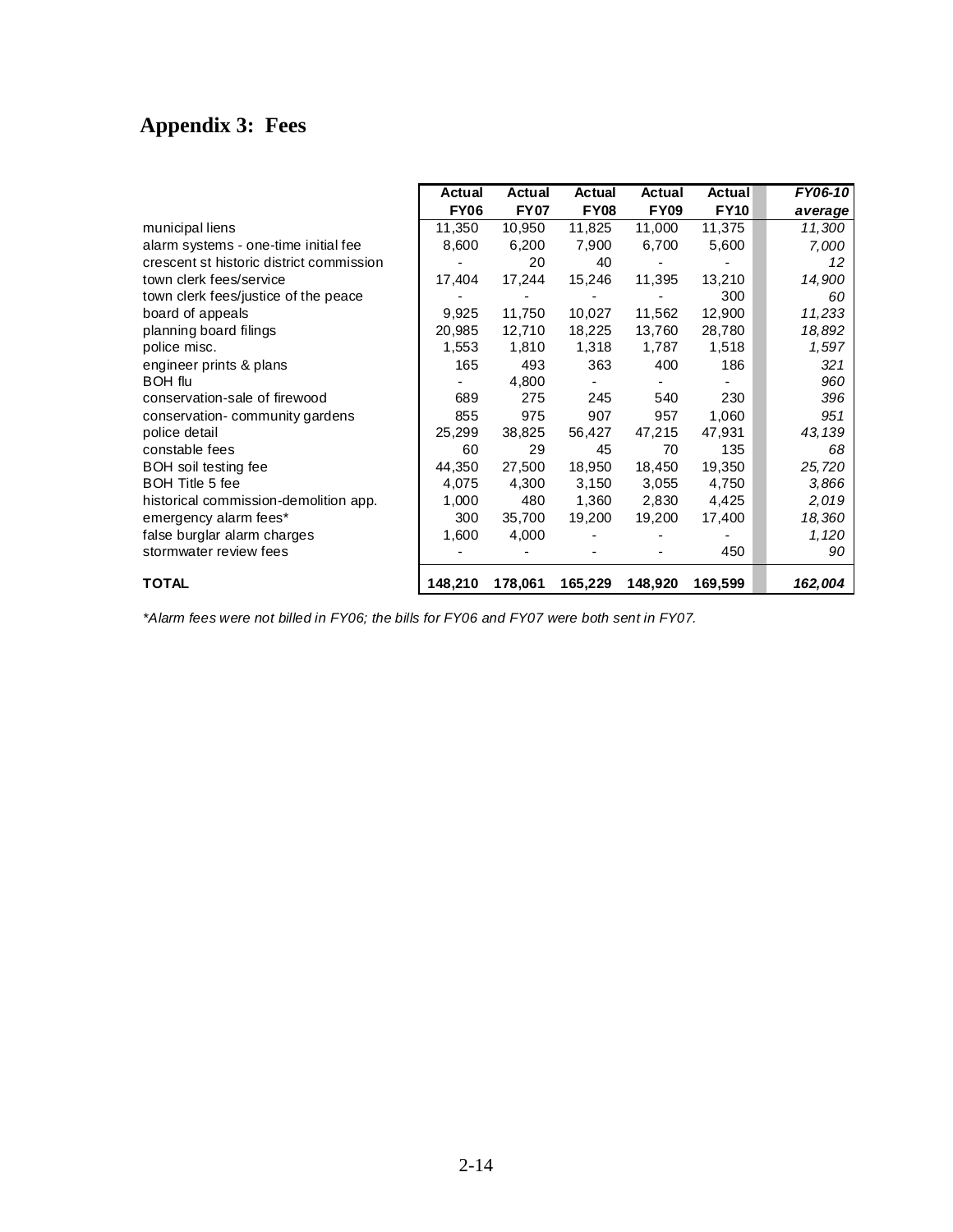# Appendix 3: Fees

| | Actual FY06 | Actual FY07 | Actual FY08 | Actual FY09 | Actual FY10 | *FY06-10 average* |
|---|---|---|---|---|---|---|
| municipal liens | 11,350 | 10,950 | 11,825 | 11,000 | 11,375 | *11,300* |
| alarm systems - one-time initial fee | 8,600 | 6,200 | 7,900 | 6,700 | 5,600 | *7,000* |
| crescent st historic district commission | - | 20 | 40 | - | - | *12* |
| town clerk fees/service | 17,404 | 17,244 | 15,246 | 11,395 | 13,210 | *14,900* |
| town clerk fees/justice of the peace | - | - | - | - | 300 | *60* |
| board of appeals | 9,925 | 11,750 | 10,027 | 11,562 | 12,900 | *11,233* |
| planning board filings | 20,985 | 12,710 | 18,225 | 13,760 | 28,780 | *18,892* |
| police misc. | 1,553 | 1,810 | 1,318 | 1,787 | 1,518 | *1,597* |
| engineer prints & plans | 165 | 493 | 363 | 400 | 186 | *321* |
| BOH flu | - | 4,800 | - | - | - | *960* |
| conservation-sale of firewood | 689 | 275 | 245 | 540 | 230 | *396* |
| conservation- community gardens | 855 | 975 | 907 | 957 | 1,060 | *951* |
| police detail | 25,299 | 38,825 | 56,427 | 47,215 | 47,931 | *43,139* |
| constable fees | 60 | 29 | 45 | 70 | 135 | *68* |
| BOH soil testing fee | 44,350 | 27,500 | 18,950 | 18,450 | 19,350 | *25,720* |
| BOH Title 5 fee | 4,075 | 4,300 | 3,150 | 3,055 | 4,750 | *3,866* |
| historical commission-demolition app. | 1,000 | 480 | 1,360 | 2,830 | 4,425 | *2,019* |
| emergency alarm fees* | 300 | 35,700 | 19,200 | 19,200 | 17,400 | *18,360* |
| false burglar alarm charges | 1,600 | 4,000 | - | - | - | *1,120* |
| stormwater review fees | - | - | - | - | 450 | *90* |
| **TOTAL** | **148,210** | **178,061** | **165,229** | **148,920** | **169,599** | ***162,004*** |

*\*Alarm fees were not billed in FY06; the bills for FY06 and FY07 were both sent in FY07.*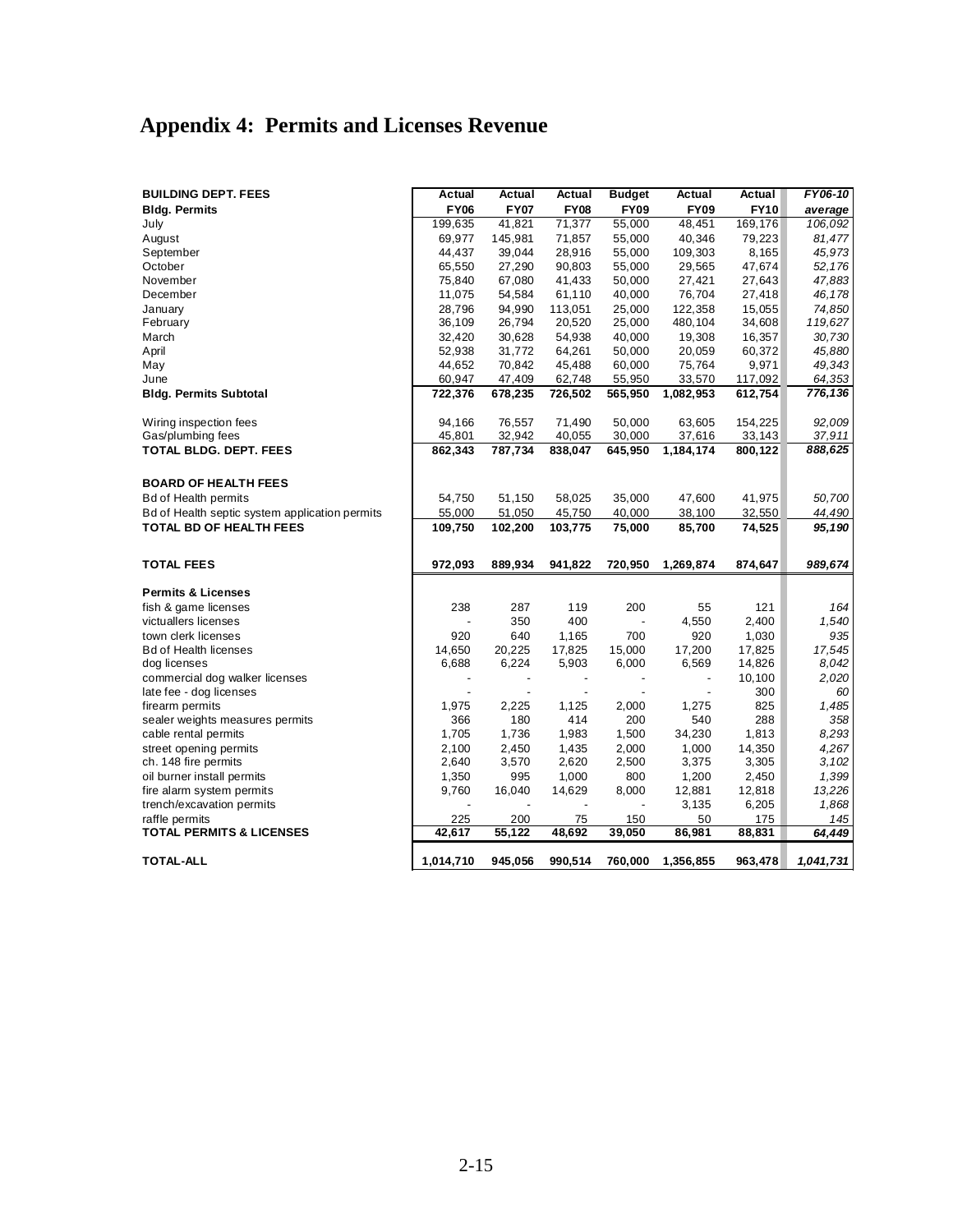# Appendix 4: Permits and Licenses Revenue

| BUILDING DEPT. FEES | Actual | Actual | Actual | Budget | Actual | Actual | *FY06-10* |
|---|---|---|---|---|---|---|---|
| **Bldg. Permits** | **FY06** | **FY07** | **FY08** | **FY09** | **FY09** | **FY10** | ***average*** |
| July | 199,635 | 41,821 | 71,377 | 55,000 | 48,451 | 169,176 | *106,092* |
| August | 69,977 | 145,981 | 71,857 | 55,000 | 40,346 | 79,223 | *81,477* |
| September | 44,437 | 39,044 | 28,916 | 55,000 | 109,303 | 8,165 | *45,973* |
| October | 65,550 | 27,290 | 90,803 | 55,000 | 29,565 | 47,674 | *52,176* |
| November | 75,840 | 67,080 | 41,433 | 50,000 | 27,421 | 27,643 | *47,883* |
| December | 11,075 | 54,584 | 61,110 | 40,000 | 76,704 | 27,418 | *46,178* |
| January | 28,796 | 94,990 | 113,051 | 25,000 | 122,358 | 15,055 | *74,850* |
| February | 36,109 | 26,794 | 20,520 | 25,000 | 480,104 | 34,608 | *119,627* |
| March | 32,420 | 30,628 | 54,938 | 40,000 | 19,308 | 16,357 | *30,730* |
| April | 52,938 | 31,772 | 64,261 | 50,000 | 20,059 | 60,372 | *45,880* |
| May | 44,652 | 70,842 | 45,488 | 60,000 | 75,764 | 9,971 | *49,343* |
| June | 60,947 | 47,409 | 62,748 | 55,950 | 33,570 | 117,092 | *64,353* |
| **Bldg. Permits Subtotal** | **722,376** | **678,235** | **726,502** | **565,950** | **1,082,953** | **612,754** | ***776,136*** |
| | | | | | | | |
| Wiring inspection fees | 94,166 | 76,557 | 71,490 | 50,000 | 63,605 | 154,225 | *92,009* |
| Gas/plumbing fees | 45,801 | 32,942 | 40,055 | 30,000 | 37,616 | 33,143 | *37,911* |
| **TOTAL BLDG. DEPT. FEES** | **862,343** | **787,734** | **838,047** | **645,950** | **1,184,174** | **800,122** | ***888,625*** |
| | | | | | | | |
| **BOARD OF HEALTH FEES** | | | | | | | |
| Bd of Health permits | 54,750 | 51,150 | 58,025 | 35,000 | 47,600 | 41,975 | *50,700* |
| Bd of Health septic system application permits | 55,000 | 51,050 | 45,750 | 40,000 | 38,100 | 32,550 | *44,490* |
| **TOTAL BD OF HEALTH FEES** | **109,750** | **102,200** | **103,775** | **75,000** | **85,700** | **74,525** | ***95,190*** |
| | | | | | | | |
| **TOTAL FEES** | **972,093** | **889,934** | **941,822** | **720,950** | **1,269,874** | **874,647** | ***989,674*** |
| | | | | | | | |
| **Permits & Licenses** | | | | | | | |
| fish & game licenses | 238 | 287 | 119 | 200 | 55 | 121 | *164* |
| victuallers licenses | - | 350 | 400 | - | 4,550 | 2,400 | *1,540* |
| town clerk licenses | 920 | 640 | 1,165 | 700 | 920 | 1,030 | *935* |
| Bd of Health licenses | 14,650 | 20,225 | 17,825 | 15,000 | 17,200 | 17,825 | *17,545* |
| dog licenses | 6,688 | 6,224 | 5,903 | 6,000 | 6,569 | 14,826 | *8,042* |
| commercial dog walker licenses | - | - | - | - | - | 10,100 | *2,020* |
| late fee - dog licenses | - | - | - | - | - | 300 | *60* |
| firearm permits | 1,975 | 2,225 | 1,125 | 2,000 | 1,275 | 825 | *1,485* |
| sealer weights measures permits | 366 | 180 | 414 | 200 | 540 | 288 | *358* |
| cable rental permits | 1,705 | 1,736 | 1,983 | 1,500 | 34,230 | 1,813 | *8,293* |
| street opening permits | 2,100 | 2,450 | 1,435 | 2,000 | 1,000 | 14,350 | *4,267* |
| ch. 148 fire permits | 2,640 | 3,570 | 2,620 | 2,500 | 3,375 | 3,305 | *3,102* |
| oil burner install permits | 1,350 | 995 | 1,000 | 800 | 1,200 | 2,450 | *1,399* |
| fire alarm system permits | 9,760 | 16,040 | 14,629 | 8,000 | 12,881 | 12,818 | *13,226* |
| trench/excavation permits | - | - | - | - | 3,135 | 6,205 | *1,868* |
| raffle permits | 225 | 200 | 75 | 150 | 50 | 175 | *145* |
| **TOTAL PERMITS & LICENSES** | **42,617** | **55,122** | **48,692** | **39,050** | **86,981** | **88,831** | ***64,449*** |
| | | | | | | | |
| **TOTAL-ALL** | **1,014,710** | **945,056** | **990,514** | **760,000** | **1,356,855** | **963,478** | ***1,041,731*** |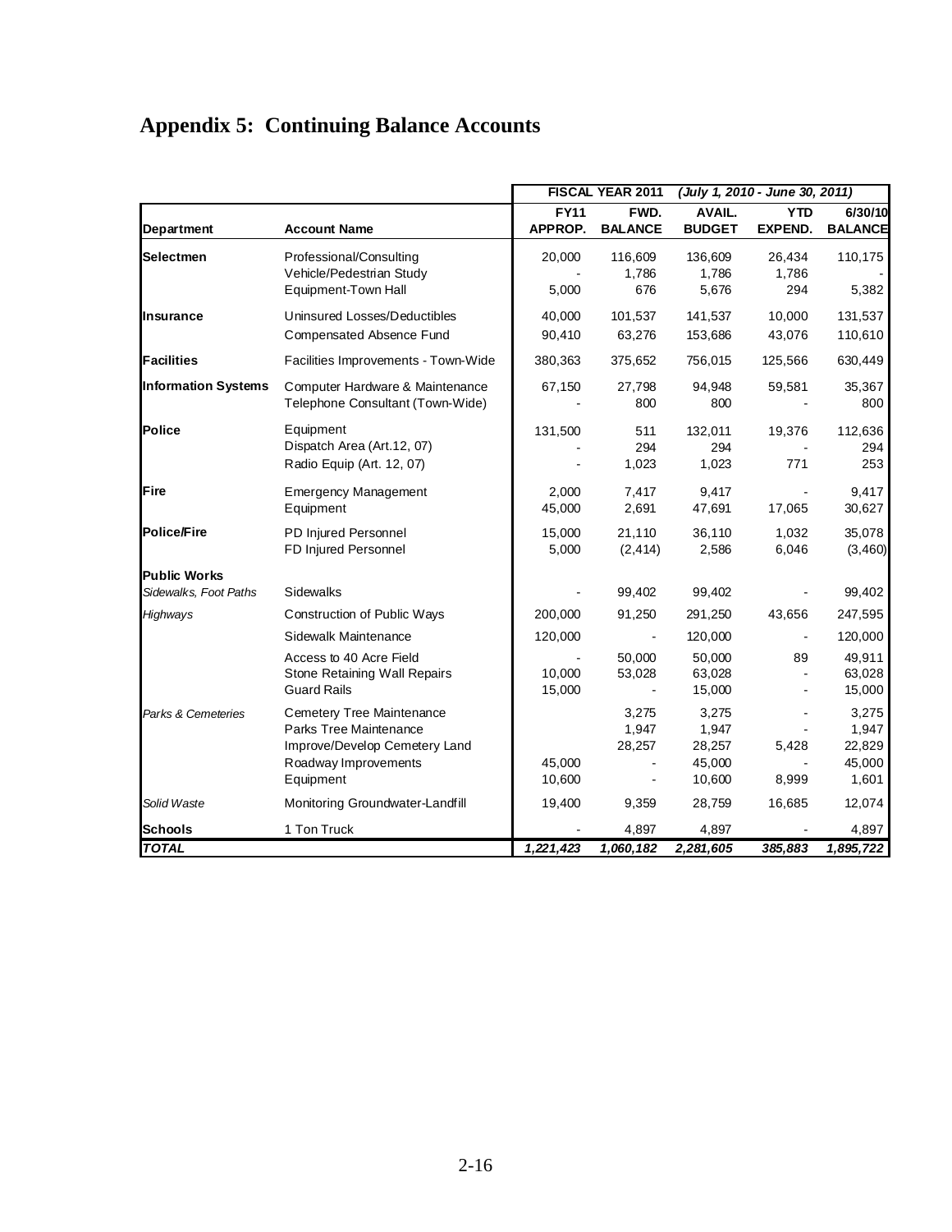# Appendix 5: Continuing Balance Accounts

| | | FISCAL YEAR 2011 | | (July 1, 2010 - June 30, 2011) | | |
|---|---|---|---|---|---|---|
| **Department** | **Account Name** | **FY11 APPROP.** | **FWD. BALANCE** | **AVAIL. BUDGET** | **YTD EXPEND.** | **6/30/10 BALANCE** |
| **Selectmen** | Professional/Consulting | 20,000 | 116,609 | 136,609 | 26,434 | 110,175 |
| | Vehicle/Pedestrian Study | - | 1,786 | 1,786 | 1,786 | - |
| | Equipment-Town Hall | 5,000 | 676 | 5,676 | 294 | 5,382 |
| **Insurance** | Uninsured Losses/Deductibles | 40,000 | 101,537 | 141,537 | 10,000 | 131,537 |
| | Compensated Absence Fund | 90,410 | 63,276 | 153,686 | 43,076 | 110,610 |
| **Facilities** | Facilities Improvements - Town-Wide | 380,363 | 375,652 | 756,015 | 125,566 | 630,449 |
| **Information Systems** | Computer Hardware & Maintenance | 67,150 | 27,798 | 94,948 | 59,581 | 35,367 |
| | Telephone Consultant (Town-Wide) | - | 800 | 800 | - | 800 |
| **Police** | Equipment | 131,500 | 511 | 132,011 | 19,376 | 112,636 |
| | Dispatch Area (Art.12, 07) | - | 294 | 294 | - | 294 |
| | Radio Equip (Art. 12, 07) | - | 1,023 | 1,023 | 771 | 253 |
| **Fire** | Emergency Management | 2,000 | 7,417 | 9,417 | - | 9,417 |
| | Equipment | 45,000 | 2,691 | 47,691 | 17,065 | 30,627 |
| **Police/Fire** | PD Injured Personnel | 15,000 | 21,110 | 36,110 | 1,032 | 35,078 |
| | FD Injured Personnel | 5,000 | (2,414) | 2,586 | 6,046 | (3,460) |
| **Public Works** | | | | | | |
| *Sidewalks, Foot Paths* | Sidewalks | - | 99,402 | 99,402 | - | 99,402 |
| *Highways* | Construction of Public Ways | 200,000 | 91,250 | 291,250 | 43,656 | 247,595 |
| | Sidewalk Maintenance | 120,000 | - | 120,000 | - | 120,000 |
| | Access to 40 Acre Field | - | 50,000 | 50,000 | 89 | 49,911 |
| | Stone Retaining Wall Repairs | 10,000 | 53,028 | 63,028 | - | 63,028 |
| | Guard Rails | 15,000 | - | 15,000 | - | 15,000 |
| *Parks & Cemeteries* | Cemetery Tree Maintenance | | 3,275 | 3,275 | - | 3,275 |
| | Parks Tree Maintenance | | 1,947 | 1,947 | - | 1,947 |
| | Improve/Develop Cemetery Land | | 28,257 | 28,257 | 5,428 | 22,829 |
| | Roadway Improvements | 45,000 | - | 45,000 | - | 45,000 |
| | Equipment | 10,600 | - | 10,600 | 8,999 | 1,601 |
| *Solid Waste* | Monitoring Groundwater-Landfill | 19,400 | 9,359 | 28,759 | 16,685 | 12,074 |
| **Schools** | 1 Ton Truck | - | 4,897 | 4,897 | - | 4,897 |
| ***TOTAL*** | | ***1,221,423*** | ***1,060,182*** | ***2,281,605*** | ***385,883*** | ***1,895,722*** |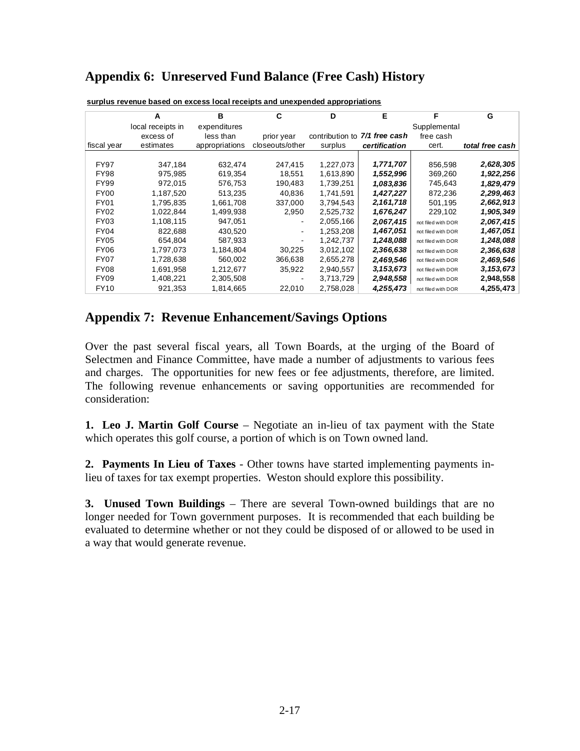## Appendix 6: Unreserved Fund Balance (Free Cash) History

**surplus revenue based on excess local receipts and unexpended appropriations**

| | A | B | C | D | E | F | G |
|---|---|---|---|---|---|---|---|
| fiscal year | local receipts in excess of estimates | expenditures less than appropriations | prior year closeouts/other | contribution to surplus | *7/1 free cash certification* | Supplemental free cash cert. | *total free cash* |
| FY97 | 347,184 | 632,474 | 247,415 | 1,227,073 | ***1,771,707*** | 856,598 | ***2,628,305*** |
| FY98 | 975,985 | 619,354 | 18,551 | 1,613,890 | ***1,552,996*** | 369,260 | ***1,922,256*** |
| FY99 | 972,015 | 576,753 | 190,483 | 1,739,251 | ***1,083,836*** | 745,643 | ***1,829,479*** |
| FY00 | 1,187,520 | 513,235 | 40,836 | 1,741,591 | ***1,427,227*** | 872,236 | ***2,299,463*** |
| FY01 | 1,795,835 | 1,661,708 | 337,000 | 3,794,543 | ***2,161,718*** | 501,195 | ***2,662,913*** |
| FY02 | 1,022,844 | 1,499,938 | 2,950 | 2,525,732 | ***1,676,247*** | 229,102 | ***1,905,349*** |
| FY03 | 1,108,115 | 947,051 | - | 2,055,166 | ***2,067,415*** | not filed with DOR | ***2,067,415*** |
| FY04 | 822,688 | 430,520 | - | 1,253,208 | ***1,467,051*** | not filed with DOR | ***1,467,051*** |
| FY05 | 654,804 | 587,933 | - | 1,242,737 | ***1,248,088*** | not filed with DOR | ***1,248,088*** |
| FY06 | 1,797,073 | 1,184,804 | 30,225 | 3,012,102 | ***2,366,638*** | not filed with DOR | ***2,366,638*** |
| FY07 | 1,728,638 | 560,002 | 366,638 | 2,655,278 | ***2,469,546*** | not filed with DOR | ***2,469,546*** |
| FY08 | 1,691,958 | 1,212,677 | 35,922 | 2,940,557 | ***3,153,673*** | not filed with DOR | ***3,153,673*** |
| FY09 | 1,408,221 | 2,305,508 | - | 3,713,729 | ***2,948,558*** | not filed with DOR | **2,948,558** |
| FY10 | 921,353 | 1,814,665 | 22,010 | 2,758,028 | ***4,255,473*** | not filed with DOR | **4,255,473** |

## Appendix 7: Revenue Enhancement/Savings Options

Over the past several fiscal years, all Town Boards, at the urging of the Board of Selectmen and Finance Committee, have made a number of adjustments to various fees and charges. The opportunities for new fees or fee adjustments, therefore, are limited. The following revenue enhancements or saving opportunities are recommended for consideration:

**1. Leo J. Martin Golf Course** – Negotiate an in-lieu of tax payment with the State which operates this golf course, a portion of which is on Town owned land.

**2. Payments In Lieu of Taxes** - Other towns have started implementing payments in-lieu of taxes for tax exempt properties. Weston should explore this possibility.

**3. Unused Town Buildings** – There are several Town-owned buildings that are no longer needed for Town government purposes. It is recommended that each building be evaluated to determine whether or not they could be disposed of or allowed to be used in a way that would generate revenue.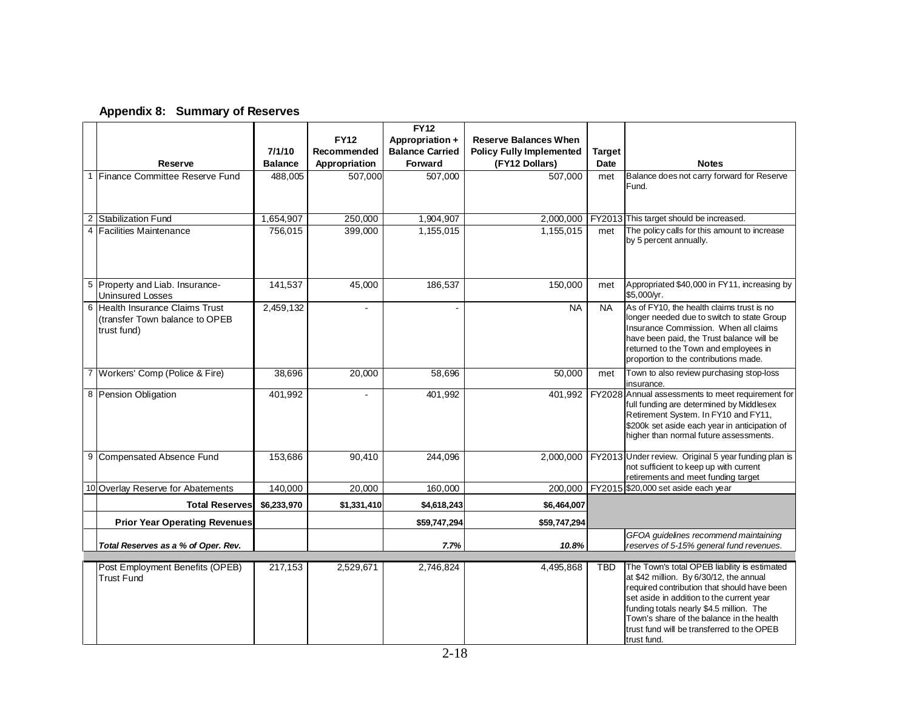## Appendix 8: Summary of Reserves

| | Reserve | 7/1/10 Balance | FY12 Recommended Appropriation | FY12 Appropriation + Balance Carried Forward | Reserve Balances When Policy Fully Implemented (FY12 Dollars) | Target Date | Notes |
|---|---|---|---|---|---|---|---|
| 1 | Finance Committee Reserve Fund | 488,005 | 507,000 | 507,000 | 507,000 | met | Balance does not carry forward for Reserve Fund. |
| 2 | Stabilization Fund | 1,654,907 | 250,000 | 1,904,907 | 2,000,000 | FY2013 | This target should be increased. |
| 4 | Facilities Maintenance | 756,015 | 399,000 | 1,155,015 | 1,155,015 | met | The policy calls for this amount to increase by 5 percent annually. |
| 5 | Property and Liab. Insurance-Uninsured Losses | 141,537 | 45,000 | 186,537 | 150,000 | met | Appropriated $40,000 in FY11, increasing by $5,000/yr. |
| 6 | Health Insurance Claims Trust (transfer Town balance to OPEB trust fund) | 2,459,132 | - | - | NA | NA | As of FY10, the health claims trust is no longer needed due to switch to state Group Insurance Commission. When all claims have been paid, the Trust balance will be returned to the Town and employees in proportion to the contributions made. |
| 7 | Workers' Comp (Police & Fire) | 38,696 | 20,000 | 58,696 | 50,000 | met | Town to also review purchasing stop-loss insurance. |
| 8 | Pension Obligation | 401,992 | - | 401,992 | 401,992 | FY2028 | Annual assessments to meet requirement for full funding are determined by Middlesex Retirement System. In FY10 and FY11, $200k set aside each year in anticipation of higher than normal future assessments. |
| 9 | Compensated Absence Fund | 153,686 | 90,410 | 244,096 | 2,000,000 | FY2013 | Under review. Original 5 year funding plan is not sufficient to keep up with current retirements and meet funding target |
| 10 | Overlay Reserve for Abatements | 140,000 | 20,000 | 160,000 | 200,000 | FY2015 | $20,000 set aside each year |
| | **Total Reserves** | **$6,233,970** | **$1,331,410** | **$4,618,243** | **$6,464,007** | | |
| | **Prior Year Operating Revenues** | | | **$59,747,294** | **$59,747,294** | | |
| | ***Total Reserves as a % of Oper. Rev.*** | | | ***7.7%*** | ***10.8%*** | | *GFOA guidelines recommend maintaining reserves of 5-15% general fund revenues.* |
| | Post Employment Benefits (OPEB) Trust Fund | 217,153 | 2,529,671 | 2,746,824 | 4,495,868 | TBD | The Town's total OPEB liability is estimated at $42 million. By 6/30/12, the annual required contribution that should have been set aside in addition to the current year funding totals nearly $4.5 million. The Town's share of the balance in the health trust fund will be transferred to the OPEB trust fund. |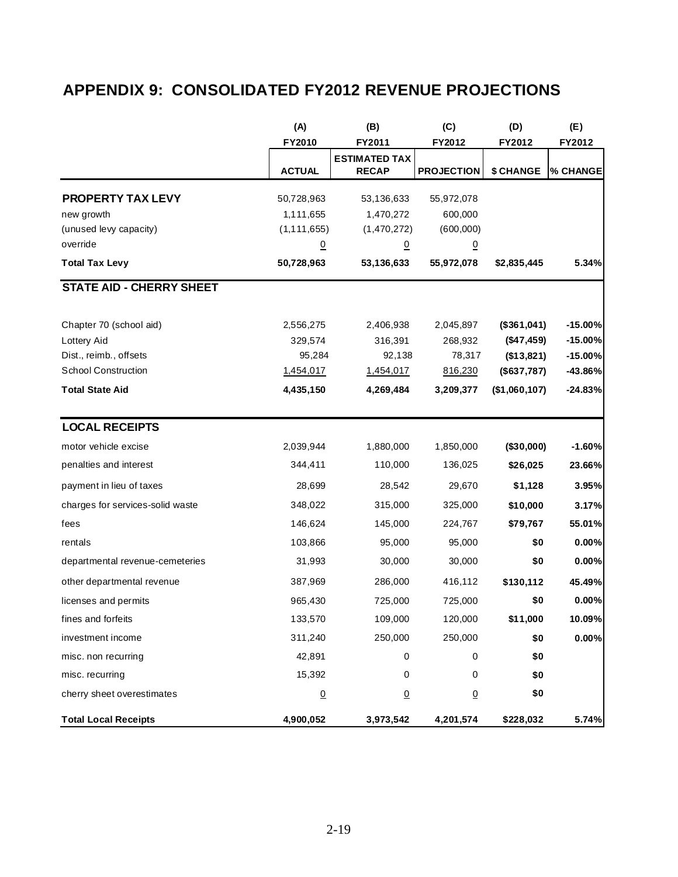# APPENDIX 9: CONSOLIDATED FY2012 REVENUE PROJECTIONS

| | (A) | (B) | (C) | (D) | (E) |
|---|---|---|---|---|---|
| | FY2010 | FY2011 | FY2012 | FY2012 | FY2012 |
| | ACTUAL | ESTIMATED TAX RECAP | PROJECTION | $ CHANGE | % CHANGE |
| **PROPERTY TAX LEVY** | 50,728,963 | 53,136,633 | 55,972,078 | | |
| new growth | 1,111,655 | 1,470,272 | 600,000 | | |
| (unused levy capacity) | (1,111,655) | (1,470,272) | (600,000) | | |
| override | 0 | 0 | 0 | | |
| **Total Tax Levy** | **50,728,963** | **53,136,633** | **55,972,078** | **$2,835,445** | **5.34%** |
| **STATE AID - CHERRY SHEET** | | | | | |
| Chapter 70 (school aid) | 2,556,275 | 2,406,938 | 2,045,897 | **($361,041)** | **-15.00%** |
| Lottery Aid | 329,574 | 316,391 | 268,932 | **($47,459)** | **-15.00%** |
| Dist., reimb., offsets | 95,284 | 92,138 | 78,317 | **($13,821)** | **-15.00%** |
| School Construction | 1,454,017 | 1,454,017 | 816,230 | **($637,787)** | **-43.86%** |
| **Total State Aid** | **4,435,150** | **4,269,484** | **3,209,377** | **($1,060,107)** | **-24.83%** |
| **LOCAL RECEIPTS** | | | | | |
| motor vehicle excise | 2,039,944 | 1,880,000 | 1,850,000 | **($30,000)** | **-1.60%** |
| penalties and interest | 344,411 | 110,000 | 136,025 | **$26,025** | **23.66%** |
| payment in lieu of taxes | 28,699 | 28,542 | 29,670 | **$1,128** | **3.95%** |
| charges for services-solid waste | 348,022 | 315,000 | 325,000 | **$10,000** | **3.17%** |
| fees | 146,624 | 145,000 | 224,767 | **$79,767** | **55.01%** |
| rentals | 103,866 | 95,000 | 95,000 | **$0** | **0.00%** |
| departmental revenue-cemeteries | 31,993 | 30,000 | 30,000 | **$0** | **0.00%** |
| other departmental revenue | 387,969 | 286,000 | 416,112 | **$130,112** | **45.49%** |
| licenses and permits | 965,430 | 725,000 | 725,000 | **$0** | **0.00%** |
| fines and forfeits | 133,570 | 109,000 | 120,000 | **$11,000** | **10.09%** |
| investment income | 311,240 | 250,000 | 250,000 | **$0** | **0.00%** |
| misc. non recurring | 42,891 | 0 | 0 | **$0** | |
| misc. recurring | 15,392 | 0 | 0 | **$0** | |
| cherry sheet overestimates | 0 | 0 | 0 | **$0** | |
| **Total Local Receipts** | **4,900,052** | **3,973,542** | **4,201,574** | **$228,032** | **5.74%** |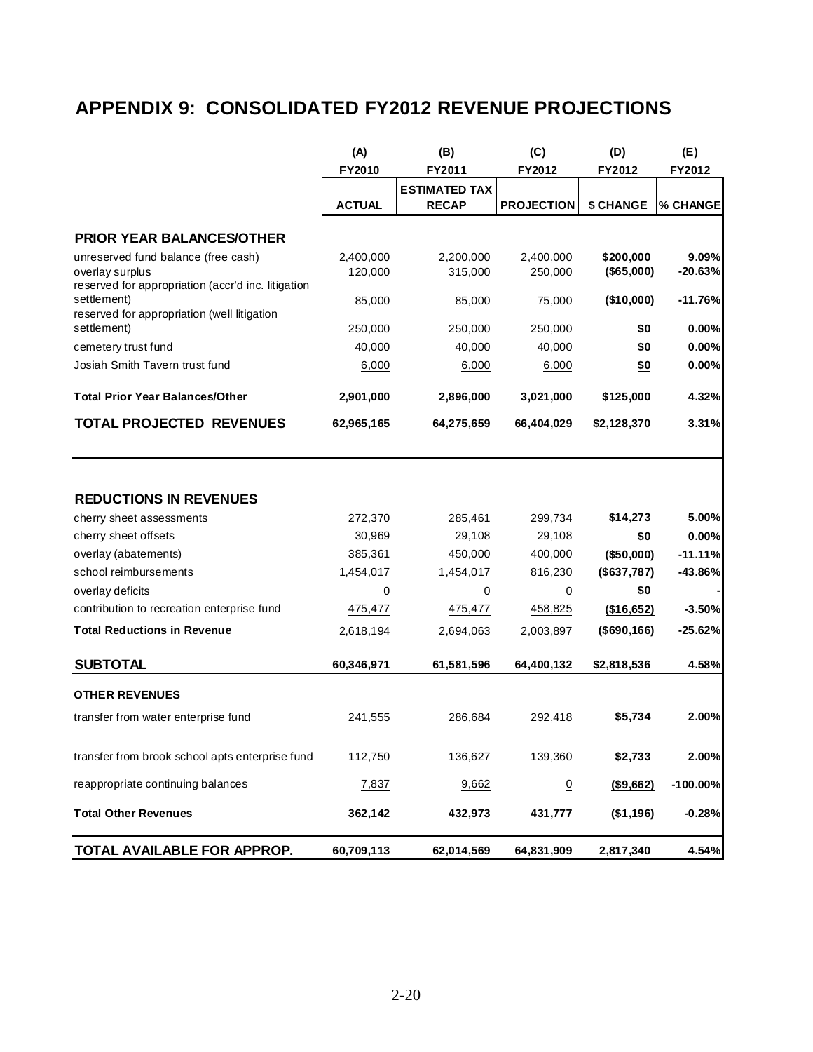# APPENDIX 9: CONSOLIDATED FY2012 REVENUE PROJECTIONS

| | (A) | (B) | (C) | (D) | (E) |
|---|---|---|---|---|---|
| | FY2010 | FY2011 | FY2012 | FY2012 | FY2012 |
| | ACTUAL | ESTIMATED TAX RECAP | PROJECTION | $ CHANGE | % CHANGE |
| **PRIOR YEAR BALANCES/OTHER** | | | | | |
| unreserved fund balance (free cash) | 2,400,000 | 2,200,000 | 2,400,000 | **$200,000** | **9.09%** |
| overlay surplus | 120,000 | 315,000 | 250,000 | **($65,000)** | **-20.63%** |
| reserved for appropriation (accr'd inc. litigation settlement) | 85,000 | 85,000 | 75,000 | **($10,000)** | **-11.76%** |
| reserved for appropriation (well litigation settlement) | 250,000 | 250,000 | 250,000 | **$0** | **0.00%** |
| cemetery trust fund | 40,000 | 40,000 | 40,000 | **$0** | **0.00%** |
| Josiah Smith Tavern trust fund | 6,000 | 6,000 | 6,000 | **$0** | **0.00%** |
| **Total Prior Year Balances/Other** | **2,901,000** | **2,896,000** | **3,021,000** | **$125,000** | **4.32%** |
| **TOTAL PROJECTED REVENUES** | **62,965,165** | **64,275,659** | **66,404,029** | **$2,128,370** | **3.31%** |
| **REDUCTIONS IN REVENUES** | | | | | |
| cherry sheet assessments | 272,370 | 285,461 | 299,734 | **$14,273** | **5.00%** |
| cherry sheet offsets | 30,969 | 29,108 | 29,108 | **$0** | **0.00%** |
| overlay (abatements) | 385,361 | 450,000 | 400,000 | **($50,000)** | **-11.11%** |
| school reimbursements | 1,454,017 | 1,454,017 | 816,230 | **($637,787)** | **-43.86%** |
| overlay deficits | 0 | 0 | 0 | **$0** | **-** |
| contribution to recreation enterprise fund | 475,477 | 475,477 | 458,825 | **($16,652)** | **-3.50%** |
| **Total Reductions in Revenue** | 2,618,194 | 2,694,063 | 2,003,897 | **($690,166)** | **-25.62%** |
| **SUBTOTAL** | **60,346,971** | **61,581,596** | **64,400,132** | **$2,818,536** | **4.58%** |
| **OTHER REVENUES** | | | | | |
| transfer from water enterprise fund | 241,555 | 286,684 | 292,418 | **$5,734** | **2.00%** |
| transfer from brook school apts enterprise fund | 112,750 | 136,627 | 139,360 | **$2,733** | **2.00%** |
| reappropriate continuing balances | 7,837 | 9,662 | 0 | **($9,662)** | **-100.00%** |
| **Total Other Revenues** | **362,142** | **432,973** | **431,777** | **($1,196)** | **-0.28%** |
| **TOTAL AVAILABLE FOR APPROP.** | **60,709,113** | **62,014,569** | **64,831,909** | **2,817,340** | **4.54%** |